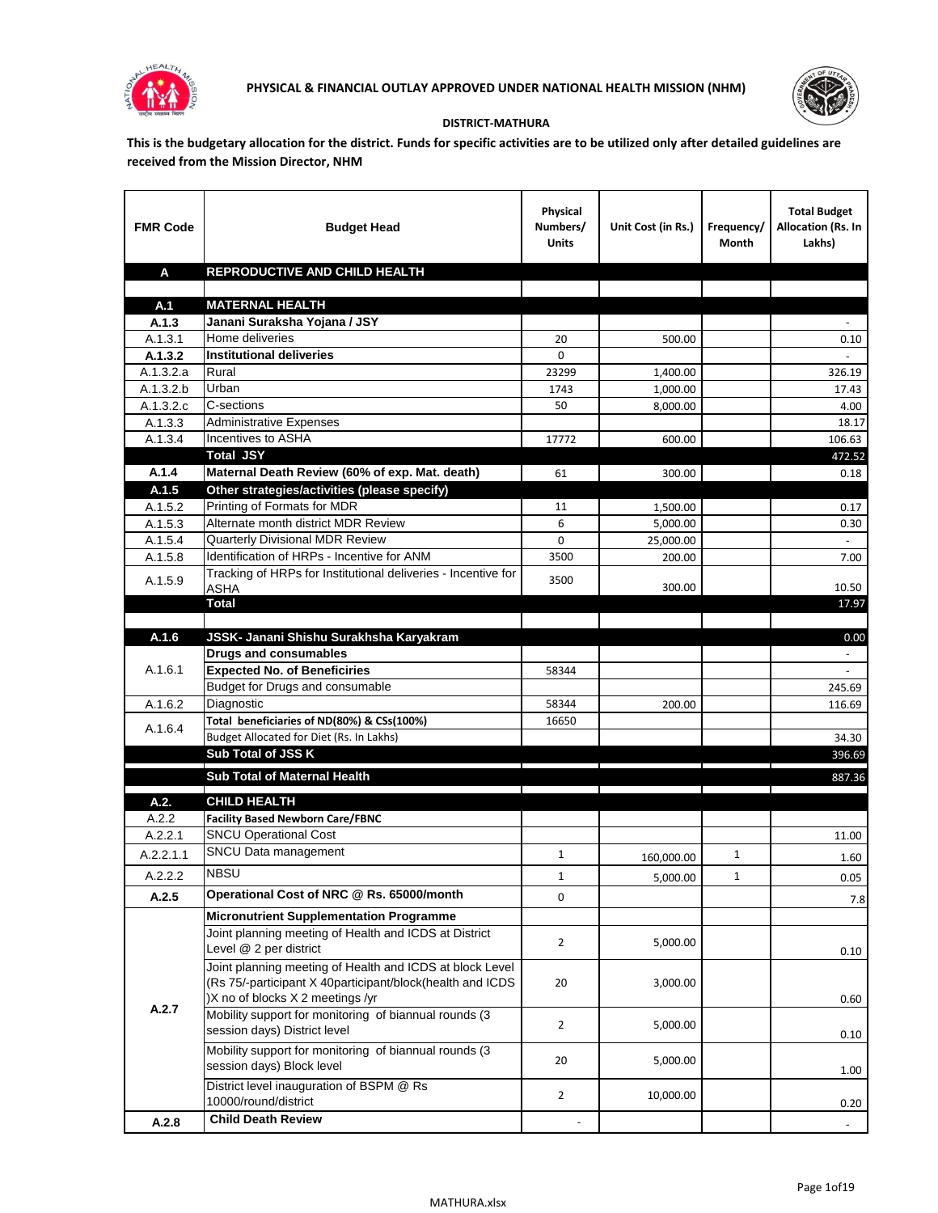# PHYSICAL & FINANCIAL OUTLAY APPROVED UNDER NATIONAL HEALTH MISSION (NHM)

**DISTRICT-MATHURA**

**This is the budgetary allocation for the district. Funds for specific activities are to be utilized only after detailed guidelines are received from the Mission Director, NHM**

| FMR Code | Budget Head | Physical Numbers/ Units | Unit Cost (in Rs.) | Frequency/ Month | Total Budget Allocation (Rs. In Lakhs) |
|---|---|---|---|---|---|
| **A** | **REPRODUCTIVE AND CHILD HEALTH** | | | | |
| | | | | | |
| **A.1** | **MATERNAL HEALTH** | | | | |
| **A.1.3** | **Janani Suraksha Yojana / JSY** | | | | - |
| A.1.3.1 | Home deliveries | 20 | 500.00 | | 0.10 |
| **A.1.3.2** | **Institutional deliveries** | 0 | | | - |
| A.1.3.2.a | Rural | 23299 | 1,400.00 | | 326.19 |
| A.1.3.2.b | Urban | 1743 | 1,000.00 | | 17.43 |
| A.1.3.2.c | C-sections | 50 | 8,000.00 | | 4.00 |
| A.1.3.3 | Administrative Expenses | | | | 18.17 |
| A.1.3.4 | Incentives to ASHA | 17772 | 600.00 | | 106.63 |
| | **Total JSY** | | | | 472.52 |
| **A.1.4** | **Maternal Death Review (60% of exp. Mat. death)** | 61 | 300.00 | | 0.18 |
| **A.1.5** | **Other strategies/activities (please specify)** | | | | |
| A.1.5.2 | Printing of Formats for MDR | 11 | 1,500.00 | | 0.17 |
| A.1.5.3 | Alternate month district MDR Review | 6 | 5,000.00 | | 0.30 |
| A.1.5.4 | Quarterly Divisional MDR Review | 0 | 25,000.00 | | - |
| A.1.5.8 | Identification of HRPs - Incentive for ANM | 3500 | 200.00 | | 7.00 |
| A.1.5.9 | Tracking of HRPs for Institutional deliveries - Incentive for ASHA | 3500 | 300.00 | | 10.50 |
| | **Total** | | | | 17.97 |
| | | | | | |
| **A.1.6** | **JSSK- Janani Shishu Surakhsha Karyakram** | | | | 0.00 |
| A.1.6.1 | **Drugs and consumables** | | | | - |
| | **Expected No. of Beneficiries** | 58344 | | | - |
| | Budget for Drugs and consumable | | | | 245.69 |
| A.1.6.2 | Diagnostic | 58344 | 200.00 | | 116.69 |
| A.1.6.4 | Total beneficiaries of ND(80%) & CSs(100%) | 16650 | | | |
| | Budget Allocated for Diet (Rs. In Lakhs) | | | | 34.30 |
| | **Sub Total of JSS K** | | | | 396.69 |
| | **Sub Total of Maternal Health** | | | | 887.36 |
| **A.2.** | **CHILD HEALTH** | | | | |
| A.2.2 | **Facility Based Newborn Care/FBNC** | | | | |
| A.2.2.1 | SNCU Operational Cost | | | | 11.00 |
| A.2.2.1.1 | SNCU Data management | 1 | 160,000.00 | 1 | 1.60 |
| A.2.2.2 | NBSU | 1 | 5,000.00 | 1 | 0.05 |
| **A.2.5** | **Operational Cost of NRC @ Rs. 65000/month** | 0 | | | 7.8 |
| A.2.7 | **Micronutrient Supplementation Programme** | | | | |
| | Joint planning meeting of Health and ICDS at District Level @ 2 per district | 2 | 5,000.00 | | 0.10 |
| | Joint planning meeting of Health and ICDS at block Level (Rs 75/-participant X 40participant/block(health and ICDS )X no of blocks X 2 meetings /yr | 20 | 3,000.00 | | 0.60 |
| | Mobility support for monitoring of biannual rounds (3 session days) District level | 2 | 5,000.00 | | 0.10 |
| | Mobility support for monitoring of biannual rounds (3 session days) Block level | 20 | 5,000.00 | | 1.00 |
| | District level inauguration of BSPM @ Rs 10000/round/district | 2 | 10,000.00 | | 0.20 |
| **A.2.8** | **Child Death Review** | - | | | - |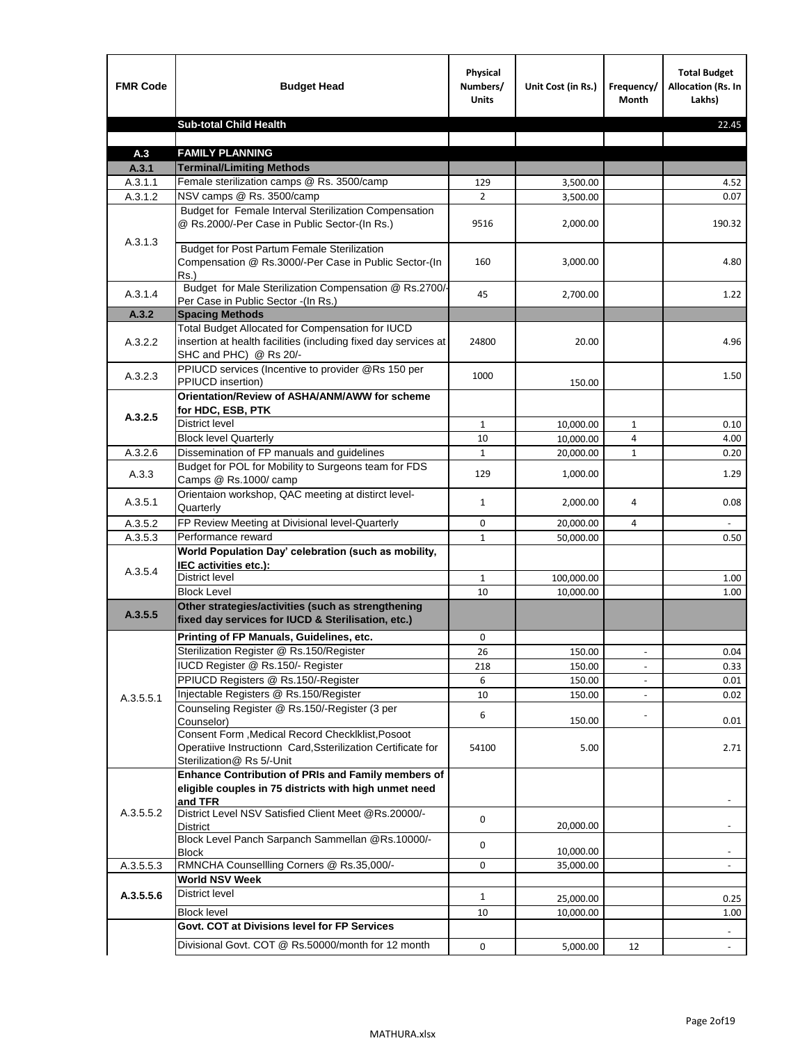| FMR Code | Budget Head | Physical Numbers/ Units | Unit Cost (in Rs.) | Frequency/ Month | Total Budget Allocation (Rs. In Lakhs) |
|---|---|---|---|---|---|
| | **Sub-total Child Health** | | | | 22.45 |
| | | | | | |
| **A.3** | **FAMILY PLANNING** | | | | |
| **A.3.1** | **Terminal/Limiting Methods** | | | | |
| A.3.1.1 | Female sterilization camps @ Rs. 3500/camp | 129 | 3,500.00 | | 4.52 |
| A.3.1.2 | NSV camps @ Rs. 3500/camp | 2 | 3,500.00 | | 0.07 |
| A.3.1.3 | Budget for Female Interval Sterilization Compensation @ Rs.2000/-Per Case in Public Sector-(In Rs.) | 9516 | 2,000.00 | | 190.32 |
| | Budget for Post Partum Female Sterilization Compensation @ Rs.3000/-Per Case in Public Sector-(In Rs.) | 160 | 3,000.00 | | 4.80 |
| A.3.1.4 | Budget for Male Sterilization Compensation @ Rs.2700/-Per Case in Public Sector -(In Rs.) | 45 | 2,700.00 | | 1.22 |
| **A.3.2** | **Spacing Methods** | | | | |
| A.3.2.2 | Total Budget Allocated for Compensation for IUCD insertion at health facilities (including fixed day services at SHC and PHC) @ Rs 20/- | 24800 | 20.00 | | 4.96 |
| A.3.2.3 | PPIUCD services (Incentive to provider @Rs 150 per PPIUCD insertion) | 1000 | 150.00 | | 1.50 |
| **A.3.2.5** | **Orientation/Review of ASHA/ANM/AWW for scheme for HDC, ESB, PTK** | | | | |
| | District level | 1 | 10,000.00 | 1 | 0.10 |
| | Block level Quarterly | 10 | 10,000.00 | 4 | 4.00 |
| A.3.2.6 | Dissemination of FP manuals and guidelines | 1 | 20,000.00 | 1 | 0.20 |
| A.3.3 | Budget for POL for Mobility to Surgeons team for FDS Camps @ Rs.1000/ camp | 129 | 1,000.00 | | 1.29 |
| A.3.5.1 | Orientaion workshop, QAC meeting at distirct level-Quarterly | 1 | 2,000.00 | 4 | 0.08 |
| A.3.5.2 | FP Review Meeting at Divisional level-Quarterly | 0 | 20,000.00 | 4 | - |
| A.3.5.3 | Performance reward | 1 | 50,000.00 | | 0.50 |
| A.3.5.4 | **World Population Day' celebration (such as mobility, IEC activities etc.):** | | | | |
| | District level | 1 | 100,000.00 | | 1.00 |
| | Block Level | 10 | 10,000.00 | | 1.00 |
| **A.3.5.5** | **Other strategies/activities (such as strengthening fixed day services for IUCD & Sterilisation, etc.)** | | | | |
| A.3.5.5.1 | **Printing of FP Manuals, Guidelines, etc.** | 0 | | | |
| | Sterilization Register @ Rs.150/Register | 26 | 150.00 | - | 0.04 |
| | IUCD Register @ Rs.150/- Register | 218 | 150.00 | - | 0.33 |
| | PPIUCD Registers @ Rs.150/-Register | 6 | 150.00 | - | 0.01 |
| | Injectable Registers @ Rs.150/Register | 10 | 150.00 | - | 0.02 |
| | Counseling Register @ Rs.150/-Register (3 per Counselor) | 6 | 150.00 | - | 0.01 |
| | Consent Form ,Medical Record Checklklist,Posoot Operatiive Instructionn Card,Ssterilization Certificate for Sterilization@ Rs 5/-Unit | 54100 | 5.00 | | 2.71 |
| A.3.5.5.2 | **Enhance Contribution of PRIs and Family members of eligible couples in 75 districts with high unmet need and TFR** | | | | - |
| | District Level NSV Satisfied Client Meet @Rs.20000/-District | 0 | 20,000.00 | | - |
| | Block Level Panch Sarpanch Sammellan @Rs.10000/-Block | 0 | 10,000.00 | | - |
| A.3.5.5.3 | RMNCHA Counsellling Corners @ Rs.35,000/- | 0 | 35,000.00 | | - |
| **A.3.5.5.6** | **World NSV Week** | | | | |
| | District level | 1 | 25,000.00 | | 0.25 |
| | Block level | 10 | 10,000.00 | | 1.00 |
| | **Govt. COT at Divisions level for FP Services** | | | | - |
| | Divisional Govt. COT @ Rs.50000/month for 12 month | 0 | 5,000.00 | 12 | - |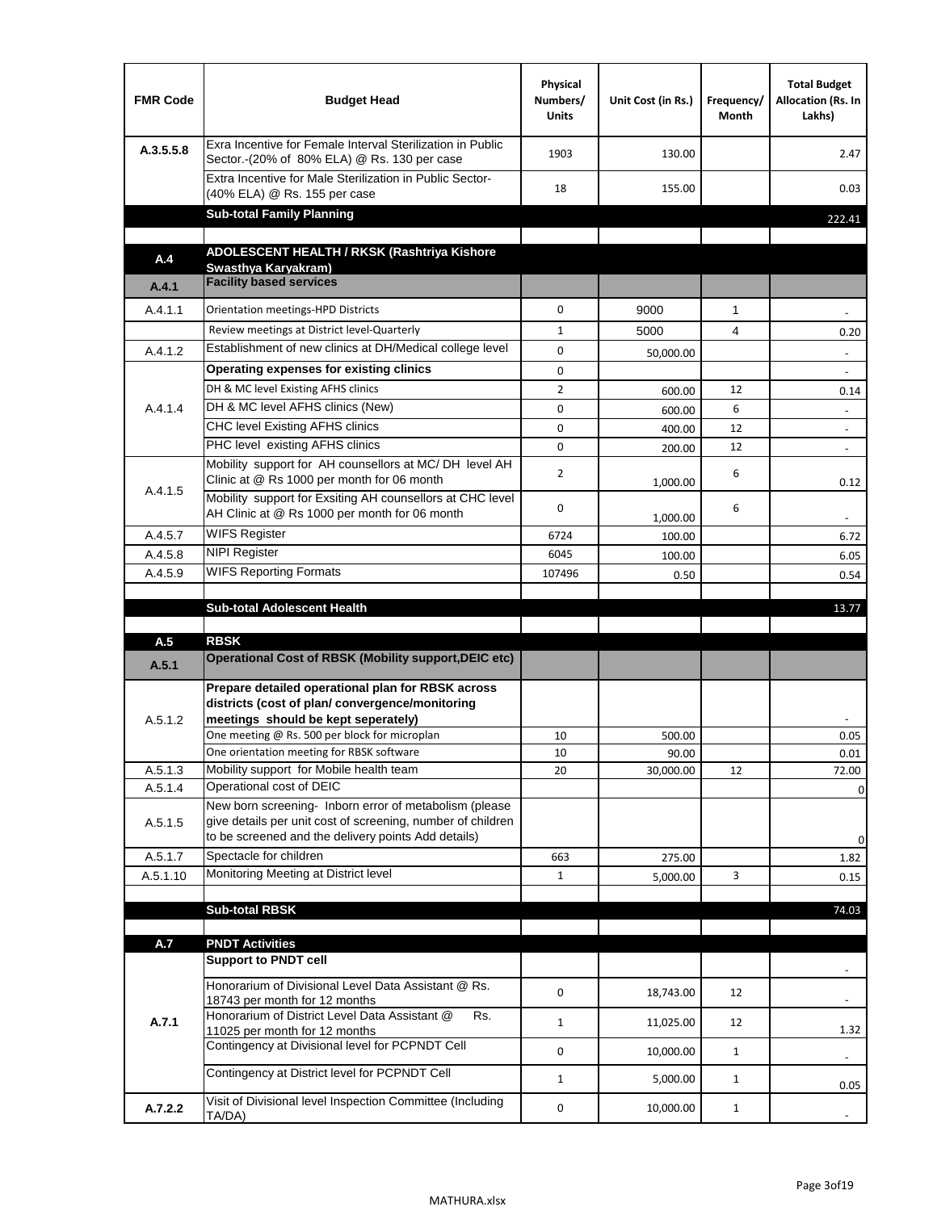| FMR Code | Budget Head | Physical Numbers/ Units | Unit Cost (in Rs.) | Frequency/ Month | Total Budget Allocation (Rs. In Lakhs) |
|---|---|---|---|---|---|
| A.3.5.5.8 | Exra Incentive for Female Interval Sterilization in Public Sector.-(20% of 80% ELA) @ Rs. 130 per case | 1903 | 130.00 | | 2.47 |
| | Extra Incentive for Male Sterilization in Public Sector-(40% ELA) @ Rs. 155 per case | 18 | 155.00 | | 0.03 |
| | **Sub-total Family Planning** | | | | 222.41 |
| | | | | | |
| **A.4** | **ADOLESCENT HEALTH / RKSK (Rashtriya Kishore Swasthya Karyakram)** | | | | |
| **A.4.1** | **Facility based services** | | | | |
| A.4.1.1 | Orientation meetings-HPD Districts | 0 | 9000 | 1 | - |
| | Review meetings at District level-Quarterly | 1 | 5000 | 4 | 0.20 |
| A.4.1.2 | Establishment of new clinics at DH/Medical college level | 0 | 50,000.00 | | - |
| A.4.1.4 | **Operating expenses for existing clinics** | 0 | | | - |
| | DH & MC level Existing AFHS clinics | 2 | 600.00 | 12 | 0.14 |
| | DH & MC level AFHS clinics (New) | 0 | 600.00 | 6 | - |
| | CHC level Existing AFHS clinics | 0 | 400.00 | 12 | - |
| | PHC level existing AFHS clinics | 0 | 200.00 | 12 | - |
| A.4.1.5 | Mobility support for AH counsellors at MC/ DH level AH Clinic at @ Rs 1000 per month for 06 month | 2 | 1,000.00 | 6 | 0.12 |
| | Mobility support for Exsiting AH counsellors at CHC level AH Clinic at @ Rs 1000 per month for 06 month | 0 | 1,000.00 | 6 | - |
| A.4.5.7 | WIFS Register | 6724 | 100.00 | | 6.72 |
| A.4.5.8 | NIPI Register | 6045 | 100.00 | | 6.05 |
| A.4.5.9 | WIFS Reporting Formats | 107496 | 0.50 | | 0.54 |
| | | | | | |
| | **Sub-total Adolescent Health** | | | | 13.77 |
| | | | | | |
| **A.5** | **RBSK** | | | | |
| **A.5.1** | **Operational Cost of RBSK (Mobility support,DEIC etc)** | | | | |
| A.5.1.2 | **Prepare detailed operational plan for RBSK across districts (cost of plan/ convergence/monitoring meetings should be kept seperately)** | | | | - |
| | One meeting @ Rs. 500 per block for microplan | 10 | 500.00 | | 0.05 |
| | One orientation meeting for RBSK software | 10 | 90.00 | | 0.01 |
| A.5.1.3 | Mobility support for Mobile health team | 20 | 30,000.00 | 12 | 72.00 |
| A.5.1.4 | Operational cost of DEIC | | | | 0 |
| A.5.1.5 | New born screening- Inborn error of metabolism (please give details per unit cost of screening, number of children to be screened and the delivery points Add details) | | | | 0 |
| A.5.1.7 | Spectacle for children | 663 | 275.00 | | 1.82 |
| A.5.1.10 | Monitoring Meeting at District level | 1 | 5,000.00 | 3 | 0.15 |
| | | | | | |
| | **Sub-total RBSK** | | | | 74.03 |
| | | | | | |
| **A.7** | **PNDT Activities** | | | | |
| **A.7.1** | **Support to PNDT cell** | | | | - |
| | Honorarium of Divisional Level Data Assistant @ Rs. 18743 per month for 12 months | 0 | 18,743.00 | 12 | - |
| | Honorarium of District Level Data Assistant @ Rs. 11025 per month for 12 months | 1 | 11,025.00 | 12 | 1.32 |
| | Contingency at Divisional level for PCPNDT Cell | 0 | 10,000.00 | 1 | - |
| | Contingency at District level for PCPNDT Cell | 1 | 5,000.00 | 1 | 0.05 |
| **A.7.2.2** | Visit of Divisional level Inspection Committee (Including TA/DA) | 0 | 10,000.00 | 1 | - |

MATHURA.xlsx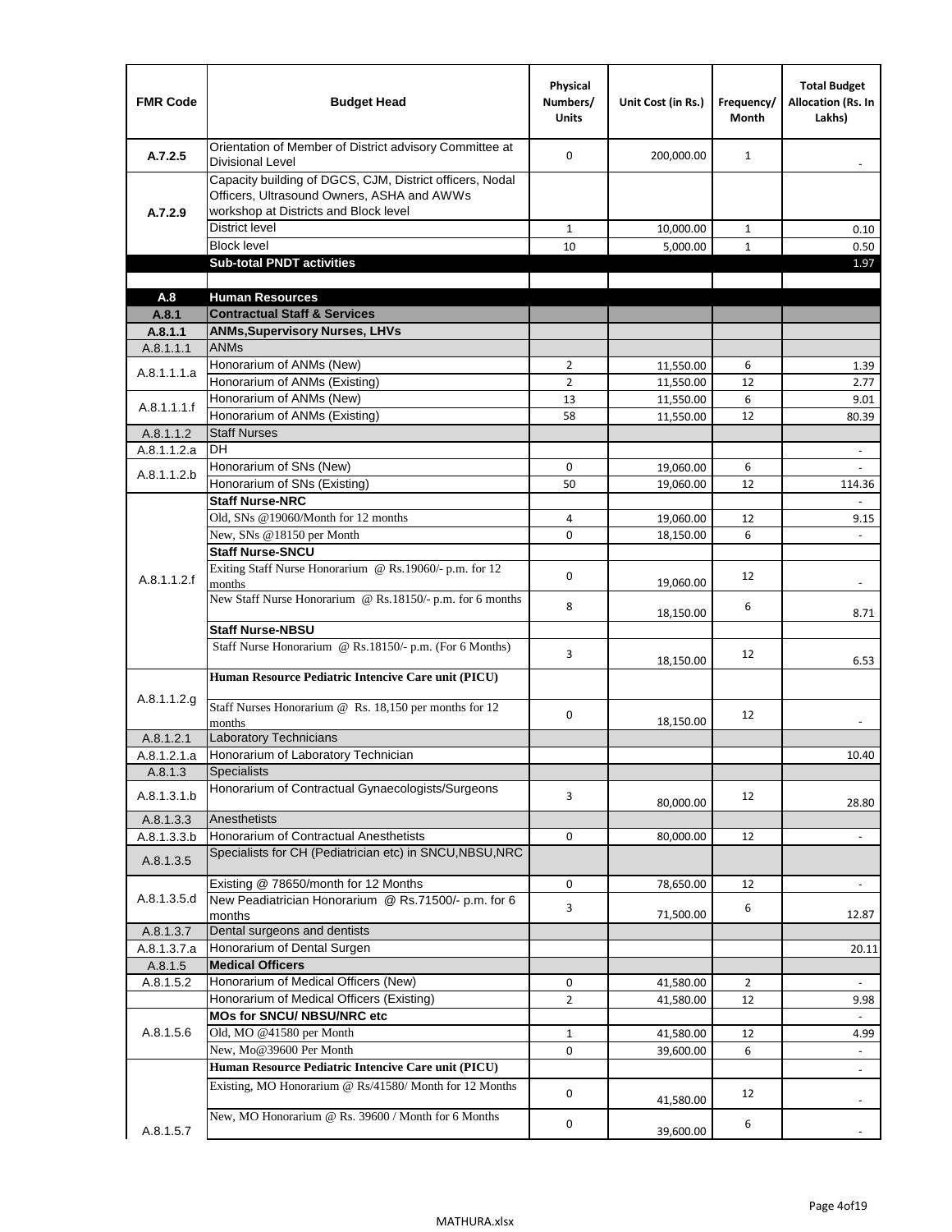| FMR Code | Budget Head | Physical Numbers/ Units | Unit Cost (in Rs.) | Frequency/ Month | Total Budget Allocation (Rs. In Lakhs) |
|---|---|---|---|---|---|
| A.7.2.5 | Orientation of Member of District advisory Committee at Divisional Level | 0 | 200,000.00 | 1 | - |
| A.7.2.9 | Capacity building of DGCS, CJM, District officers, Nodal Officers, Ultrasound Owners, ASHA and AWWs workshop at Districts and Block level | | | | |
| | District level | 1 | 10,000.00 | 1 | 0.10 |
| | Block level | 10 | 5,000.00 | 1 | 0.50 |
| | **Sub-total PNDT activities** | | | | 1.97 |
| | | | | | |
| **A.8** | **Human Resources** | | | | |
| **A.8.1** | **Contractual Staff & Services** | | | | |
| **A.8.1.1** | **ANMs,Supervisory Nurses, LHVs** | | | | |
| A.8.1.1.1 | ANMs | | | | |
| A.8.1.1.1.a | Honorarium of ANMs (New) | 2 | 11,550.00 | 6 | 1.39 |
| | Honorarium of ANMs (Existing) | 2 | 11,550.00 | 12 | 2.77 |
| A.8.1.1.1.f | Honorarium of ANMs (New) | 13 | 11,550.00 | 6 | 9.01 |
| | Honorarium of ANMs (Existing) | 58 | 11,550.00 | 12 | 80.39 |
| A.8.1.1.2 | Staff Nurses | | | | |
| A.8.1.1.2.a | DH | | | | - |
| A.8.1.1.2.b | Honorarium of SNs (New) | 0 | 19,060.00 | 6 | - |
| | Honorarium of SNs (Existing) | 50 | 19,060.00 | 12 | 114.36 |
| A.8.1.1.2.f | **Staff Nurse-NRC** | | | | - |
| | Old, SNs @19060/Month for 12 months | 4 | 19,060.00 | 12 | 9.15 |
| | New, SNs @18150 per Month | 0 | 18,150.00 | 6 | - |
| | **Staff Nurse-SNCU** | | | | |
| | Exiting Staff Nurse Honorarium @ Rs.19060/- p.m. for 12 months | 0 | 19,060.00 | 12 | - |
| | New Staff Nurse Honorarium @ Rs.18150/- p.m. for 6 months | 8 | 18,150.00 | 6 | 8.71 |
| | **Staff Nurse-NBSU** | | | | |
| | Staff Nurse Honorarium @ Rs.18150/- p.m. (For 6 Months) | 3 | 18,150.00 | 12 | 6.53 |
| A.8.1.1.2.g | **Human Resource Pediatric Intencive Care unit (PICU)** | | | | |
| | Staff Nurses Honorarium @ Rs. 18,150 per months for 12 months | 0 | 18,150.00 | 12 | - |
| A.8.1.2.1 | Laboratory Technicians | | | | |
| A.8.1.2.1.a | Honorarium of Laboratory Technician | | | | 10.40 |
| A.8.1.3 | Specialists | | | | |
| A.8.1.3.1.b | Honorarium of Contractual Gynaecologists/Surgeons | 3 | 80,000.00 | 12 | 28.80 |
| A.8.1.3.3 | Anesthetists | | | | |
| A.8.1.3.3.b | Honorarium of Contractual Anesthetists | 0 | 80,000.00 | 12 | - |
| A.8.1.3.5 | Specialists for CH (Pediatrician etc) in SNCU,NBSU,NRC | | | | |
| A.8.1.3.5.d | Existing @ 78650/month for 12 Months | 0 | 78,650.00 | 12 | - |
| | New Peadiatrician Honorarium @ Rs.71500/- p.m. for 6 months | 3 | 71,500.00 | 6 | 12.87 |
| A.8.1.3.7 | Dental surgeons and dentists | | | | |
| A.8.1.3.7.a | Honorarium of Dental Surgen | | | | 20.11 |
| A.8.1.5 | **Medical Officers** | | | | |
| A.8.1.5.2 | Honorarium of Medical Officers (New) | 0 | 41,580.00 | 2 | - |
| | Honorarium of Medical Officers (Existing) | 2 | 41,580.00 | 12 | 9.98 |
| A.8.1.5.6 | **MOs for SNCU/ NBSU/NRC etc** | | | | - |
| | Old, MO @41580 per Month | 1 | 41,580.00 | 12 | 4.99 |
| | New, Mo@39600 Per Month | 0 | 39,600.00 | 6 | - |
| A.8.1.5.7 | **Human Resource Pediatric Intencive Care unit (PICU)** | | | | - |
| | Existing, MO Honorarium @ Rs/41580/ Month for 12 Months | 0 | 41,580.00 | 12 | - |
| | New, MO Honorarium @ Rs. 39600 / Month for 6 Months | 0 | 39,600.00 | 6 | - |

MATHURA.xlsx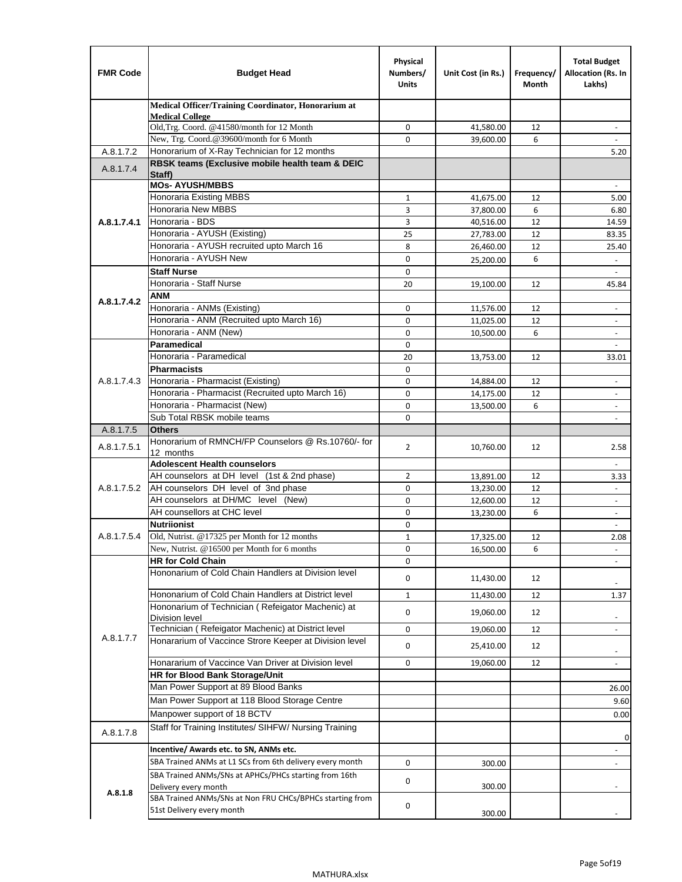| FMR Code | Budget Head | Physical Numbers/ Units | Unit Cost (in Rs.) | Frequency/ Month | Total Budget Allocation (Rs. In Lakhs) |
|---|---|---|---|---|---|
| | **Medical Officer/Training Coordinator, Honorarium at Medical College** | | | | |
| | Old,Trg. Coord. @41580/month for 12 Month | 0 | 41,580.00 | 12 | - |
| | New, Trg. Coord.@39600/month for 6 Month | 0 | 39,600.00 | 6 | - |
| A.8.1.7.2 | Honorarium of X-Ray Technician for 12 months | | | | 5.20 |
| A.8.1.7.4 | **RBSK teams (Exclusive mobile health team & DEIC Staff)** | | | | |
| A.8.1.7.4.1 | **MOs- AYUSH/MBBS** | | | | - |
| | Honoraria Existing MBBS | 1 | 41,675.00 | 12 | 5.00 |
| | Honoraria New MBBS | 3 | 37,800.00 | 6 | 6.80 |
| | Honoraria - BDS | 3 | 40,516.00 | 12 | 14.59 |
| | Honoraria - AYUSH (Existing) | 25 | 27,783.00 | 12 | 83.35 |
| | Honoraria - AYUSH recruited upto March 16 | 8 | 26,460.00 | 12 | 25.40 |
| | Honoraria - AYUSH New | 0 | 25,200.00 | 6 | - |
| A.8.1.7.4.2 | **Staff Nurse** | 0 | | | - |
| | Honoraria - Staff Nurse | 20 | 19,100.00 | 12 | 45.84 |
| | **ANM** | | | | |
| | Honoraria - ANMs (Existing) | 0 | 11,576.00 | 12 | - |
| | Honoraria - ANM (Recruited upto March 16) | 0 | 11,025.00 | 12 | - |
| | Honoraria - ANM (New) | 0 | 10,500.00 | 6 | - |
| A.8.1.7.4.3 | **Paramedical** | 0 | | | - |
| | Honoraria - Paramedical | 20 | 13,753.00 | 12 | 33.01 |
| | **Pharmacists** | 0 | | | |
| | Honoraria - Pharmacist (Existing) | 0 | 14,884.00 | 12 | - |
| | Honoraria - Pharmacist (Recruited upto March 16) | 0 | 14,175.00 | 12 | - |
| | Honoraria - Pharmacist (New) | 0 | 13,500.00 | 6 | - |
| | Sub Total RBSK mobile teams | 0 | | | - |
| A.8.1.7.5 | **Others** | | | | |
| A.8.1.7.5.1 | Honorarium of RMNCH/FP Counselors @ Rs.10760/- for 12 months | 2 | 10,760.00 | 12 | 2.58 |
| A.8.1.7.5.2 | **Adolescent Health counselors** | | | | - |
| | AH counselors at DH level (1st & 2nd phase) | 2 | 13,891.00 | 12 | 3.33 |
| | AH counselors DH level of 3nd phase | 0 | 13,230.00 | 12 | - |
| | AH counselors at DH/MC level (New) | 0 | 12,600.00 | 12 | - |
| | AH counsellors at CHC level | 0 | 13,230.00 | 6 | - |
| A.8.1.7.5.4 | **Nutriionist** | 0 | | | - |
| | Old, Nutrist. @17325 per Month for 12 months | 1 | 17,325.00 | 12 | 2.08 |
| | New, Nutrist. @16500 per Month for 6 months | 0 | 16,500.00 | 6 | - |
| A.8.1.7.7 | **HR for Cold Chain** | 0 | | | - |
| | Hononarium of Cold Chain Handlers at Division level | 0 | 11,430.00 | 12 | - |
| | Hononarium of Cold Chain Handlers at District level | 1 | 11,430.00 | 12 | 1.37 |
| | Hononarium of Technician ( Refeigator Machenic) at Division level | 0 | 19,060.00 | 12 | - |
| | Technician ( Refeigator Machenic) at District level | 0 | 19,060.00 | 12 | - |
| | Honararium of Vaccince Strore Keeper at Division level | 0 | 25,410.00 | 12 | - |
| | Honararium of Vaccince Van Driver at Division level | 0 | 19,060.00 | 12 | - |
| | **HR for Blood Bank Storage/Unit** | | | | |
| | Man Power Support at 89 Blood Banks | | | | 26.00 |
| | Man Power Support at 118 Blood Storage Centre | | | | 9.60 |
| | Manpower support of 18 BCTV | | | | 0.00 |
| A.8.1.7.8 | Staff for Training Institutes/ SIHFW/ Nursing Training | | | | 0 |
| A.8.1.8 | **Incentive/ Awards etc. to SN, ANMs etc.** | | | | - |
| | SBA Trained ANMs at L1 SCs from 6th delivery every month | 0 | 300.00 | | - |
| | SBA Trained ANMs/SNs at APHCs/PHCs starting from 16th Delivery every month | 0 | 300.00 | | - |
| | SBA Trained ANMs/SNs at Non FRU CHCs/BPHCs starting from 51st Delivery every month | 0 | 300.00 | | - |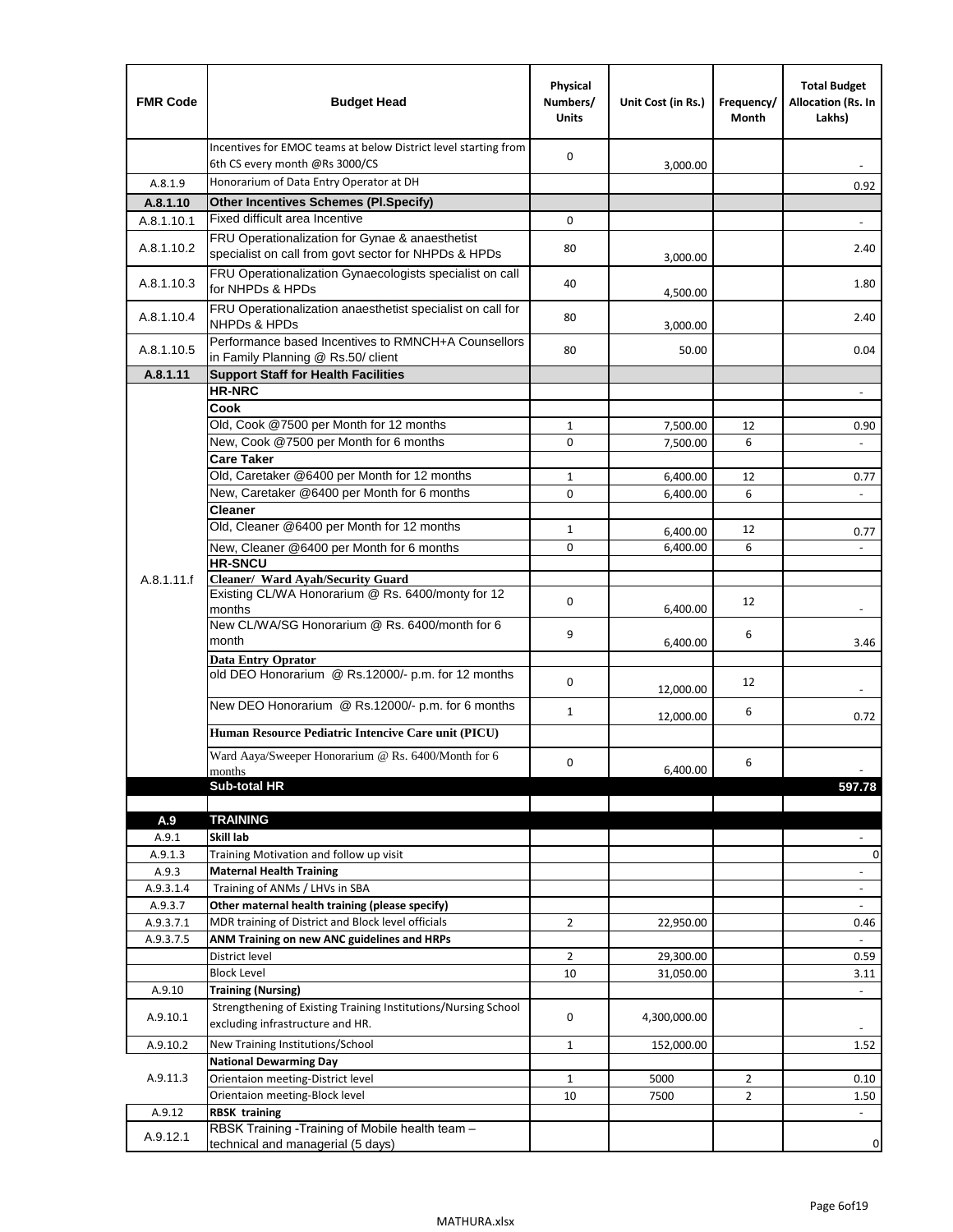| FMR Code | Budget Head | Physical Numbers/ Units | Unit Cost (in Rs.) | Frequency/ Month | Total Budget Allocation (Rs. In Lakhs) |
|---|---|---|---|---|---|
| | Incentives for EMOC teams at below District level starting from 6th CS every month @Rs 3000/CS | 0 | 3,000.00 | | - |
| A.8.1.9 | Honorarium of Data Entry Operator at DH | | | | 0.92 |
| **A.8.1.10** | **Other Incentives Schemes (Pl.Specify)** | | | | |
| A.8.1.10.1 | Fixed difficult area Incentive | 0 | | | - |
| A.8.1.10.2 | FRU Operationalization for Gynae & anaesthetist specialist on call from govt sector for NHPDs & HPDs | 80 | 3,000.00 | | 2.40 |
| A.8.1.10.3 | FRU Operationalization Gynaecologists specialist on call for NHPDs & HPDs | 40 | 4,500.00 | | 1.80 |
| A.8.1.10.4 | FRU Operationalization anaesthetist specialist on call for NHPDs & HPDs | 80 | 3,000.00 | | 2.40 |
| A.8.1.10.5 | Performance based Incentives to RMNCH+A Counsellors in Family Planning @ Rs.50/ client | 80 | 50.00 | | 0.04 |
| **A.8.1.11** | **Support Staff for Health Facilities** | | | | |
| A.8.1.11.f | **HR-NRC** | | | | - |
| | **Cook** | | | | |
| | Old, Cook @7500 per Month for 12 months | 1 | 7,500.00 | 12 | 0.90 |
| | New, Cook @7500 per Month for 6 months | 0 | 7,500.00 | 6 | - |
| | **Care Taker** | | | | |
| | Old, Caretaker @6400 per Month for 12 months | 1 | 6,400.00 | 12 | 0.77 |
| | New, Caretaker @6400 per Month for 6 months | 0 | 6,400.00 | 6 | - |
| | **Cleaner** | | | | |
| | Old, Cleaner @6400 per Month for 12 months | 1 | 6,400.00 | 12 | 0.77 |
| | New, Cleaner @6400 per Month for 6 months | 0 | 6,400.00 | 6 | - |
| | **HR-SNCU** | | | | |
| | **Cleaner/ Ward Ayah/Security Guard** | | | | |
| | Existing CL/WA Honorarium @ Rs. 6400/monty for 12 months | 0 | 6,400.00 | 12 | - |
| | New CL/WA/SG Honorarium @ Rs. 6400/month for 6 month | 9 | 6,400.00 | 6 | 3.46 |
| | **Data Entry Oprator** | | | | |
| | old DEO Honorarium @ Rs.12000/- p.m. for 12 months | 0 | 12,000.00 | 12 | - |
| | New DEO Honorarium @ Rs.12000/- p.m. for 6 months | 1 | 12,000.00 | 6 | 0.72 |
| | **Human Resource Pediatric Intencive Care unit (PICU)** | | | | |
| | Ward Aaya/Sweeper Honorarium @ Rs. 6400/Month for 6 months | 0 | 6,400.00 | 6 | - |
| | **Sub-total HR** | | | | **597.78** |
| | | | | | |
| **A.9** | **TRAINING** | | | | |
| A.9.1 | **Skill lab** | | | | - |
| A.9.1.3 | Training Motivation and follow up visit | | | | 0 |
| A.9.3 | **Maternal Health Training** | | | | - |
| A.9.3.1.4 | Training of ANMs / LHVs in SBA | | | | - |
| A.9.3.7 | **Other maternal health training (please specify)** | | | | - |
| A.9.3.7.1 | MDR training of District and Block level officials | 2 | 22,950.00 | | 0.46 |
| A.9.3.7.5 | **ANM Training on new ANC guidelines and HRPs** | | | | - |
| | District level | 2 | 29,300.00 | | 0.59 |
| | Block Level | 10 | 31,050.00 | | 3.11 |
| A.9.10 | **Training (Nursing)** | | | | - |
| A.9.10.1 | Strengthening of Existing Training Institutions/Nursing School excluding infrastructure and HR. | 0 | 4,300,000.00 | | - |
| A.9.10.2 | New Training Institutions/School | 1 | 152,000.00 | | 1.52 |
| A.9.11.3 | **National Dewarming Day** | | | | |
| | Orientaion meeting-District level | 1 | 5000 | 2 | 0.10 |
| | Orientaion meeting-Block level | 10 | 7500 | 2 | 1.50 |
| A.9.12 | **RBSK training** | | | | - |
| A.9.12.1 | RBSK Training -Training of Mobile health team – technical and managerial (5 days) | | | | 0 |

MATHURA.xlsx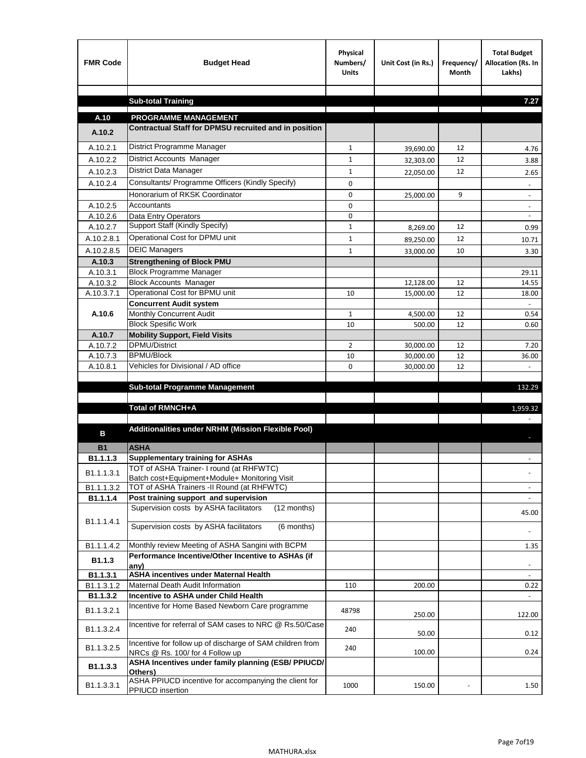| FMR Code | Budget Head | Physical Numbers/ Units | Unit Cost (in Rs.) | Frequency/ Month | Total Budget Allocation (Rs. In Lakhs) |
|---|---|---|---|---|---|
| | | | | | |
| | **Sub-total Training** | | | | **7.27** |
| | | | | | |
| **A.10** | **PROGRAMME MANAGEMENT** | | | | |
| **A.10.2** | **Contractual Staff for DPMSU recruited and in position** | | | | |
| A.10.2.1 | District Programme Manager | 1 | 39,690.00 | 12 | 4.76 |
| A.10.2.2 | District Accounts Manager | 1 | 32,303.00 | 12 | 3.88 |
| A.10.2.3 | District Data Manager | 1 | 22,050.00 | 12 | 2.65 |
| A.10.2.4 | Consultants/ Programme Officers (Kindly Specify) | 0 | | | - |
| | Honorarium of RKSK Coordinator | 0 | 25,000.00 | 9 | - |
| A.10.2.5 | Accountants | 0 | | | - |
| A.10.2.6 | Data Entry Operators | 0 | | | - |
| A.10.2.7 | Support Staff (Kindly Specify) | 1 | 8,269.00 | 12 | 0.99 |
| A.10.2.8.1 | Operational Cost for DPMU unit | 1 | 89,250.00 | 12 | 10.71 |
| A.10.2.8.5 | DEIC Managers | 1 | 33,000.00 | 10 | 3.30 |
| **A.10.3** | **Strengthening of Block PMU** | | | | |
| A.10.3.1 | Block Programme Manager | | | | 29.11 |
| A.10.3.2 | Block Accounts Manager | | 12,128.00 | 12 | 14.55 |
| A.10.3.7.1 | Operational Cost for BPMU unit | 10 | 15,000.00 | 12 | 18.00 |
| **A.10.6** | **Concurrent Audit system** | | | | - |
| | Monthly Concurrent Audit | 1 | 4,500.00 | 12 | 0.54 |
| | Block Spesific Work | 10 | 500.00 | 12 | 0.60 |
| **A.10.7** | **Mobility Support, Field Visits** | | | | |
| A.10.7.2 | DPMU/District | 2 | 30,000.00 | 12 | 7.20 |
| A.10.7.3 | BPMU/Block | 10 | 30,000.00 | 12 | 36.00 |
| A.10.8.1 | Vehicles for Divisional / AD office | 0 | 30,000.00 | 12 | - |
| | | | | | |
| | **Sub-total Programme Management** | | | | 132.29 |
| | | | | | |
| | **Total of RMNCH+A** | | | | 1,959.32 |
| | | | | | - |
| **B** | **Additionalities under NRHM (Mission Flexible Pool)** | | | | - |
| **B1** | **ASHA** | | | | |
| **B1.1.1.3** | **Supplementary training for ASHAs** | | | | - |
| B1.1.1.3.1 | TOT of ASHA Trainer- I round (at RHFWTC) Batch cost+Equipment+Module+ Monitoring Visit | | | | - |
| B1.1.1.3.2 | TOT of ASHA Trainers -II Round (at RHFWTC) | | | | - |
| **B1.1.1.4** | **Post training support and supervision** | | | | - |
| B1.1.1.4.1 | Supervision costs by ASHA facilitators (12 months) | | | | 45.00 |
| | Supervision costs by ASHA facilitators (6 months) | | | | - |
| B1.1.1.4.2 | Monthly review Meeting of ASHA Sangini with BCPM | | | | 1.35 |
| **B1.1.3** | **Performance Incentive/Other Incentive to ASHAs (if any)** | | | | - |
| **B1.1.3.1** | **ASHA incentives under Maternal Health** | | | | - |
| B1.1.3.1.2 | Maternal Death Audit Information | 110 | 200.00 | | 0.22 |
| **B1.1.3.2** | **Incentive to ASHA under Child Health** | | | | - |
| B1.1.3.2.1 | Incentive for Home Based Newborn Care programme | 48798 | 250.00 | | 122.00 |
| B1.1.3.2.4 | Incentive for referral of SAM cases to NRC @ Rs.50/Case | 240 | 50.00 | | 0.12 |
| B1.1.3.2.5 | Incentive for follow up of discharge of SAM children from NRCs @ Rs. 100/ for 4 Follow up | 240 | 100.00 | | 0.24 |
| **B1.1.3.3** | **ASHA Incentives under family planning (ESB/ PPIUCD/ Others)** | | | | |
| B1.1.3.3.1 | ASHA PPIUCD incentive for accompanying the client for PPIUCD insertion | 1000 | 150.00 | - | 1.50 |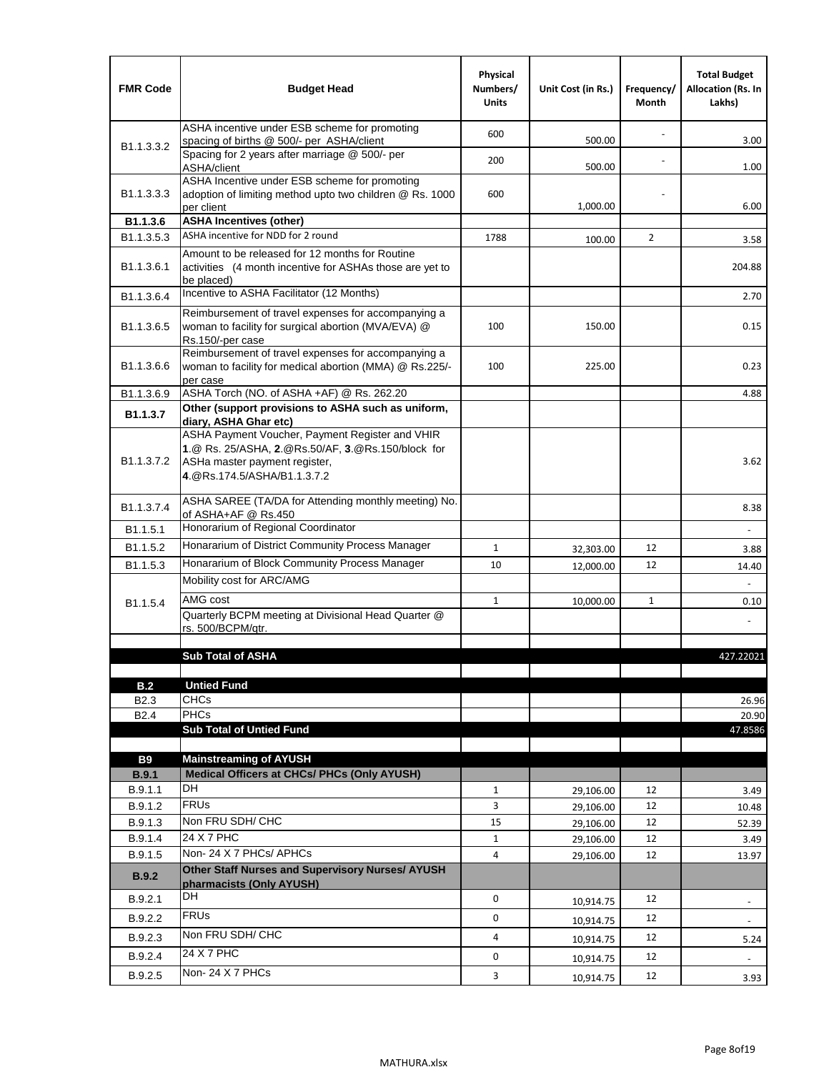| FMR Code | Budget Head | Physical Numbers/ Units | Unit Cost (in Rs.) | Frequency/ Month | Total Budget Allocation (Rs. In Lakhs) |
|---|---|---|---|---|---|
| B1.1.3.3.2 | ASHA incentive under ESB scheme for promoting spacing of births @ 500/- per ASHA/client | 600 | 500.00 | - | 3.00 |
| | Spacing for 2 years after marriage @ 500/- per ASHA/client | 200 | 500.00 | - | 1.00 |
| B1.1.3.3.3 | ASHA Incentive under ESB scheme for promoting adoption of limiting method upto two children @ Rs. 1000 per client | 600 | 1,000.00 | - | 6.00 |
| **B1.1.3.6** | **ASHA Incentives (other)** | | | | |
| B1.1.3.5.3 | ASHA incentive for NDD for 2 round | 1788 | 100.00 | 2 | 3.58 |
| B1.1.3.6.1 | Amount to be released for 12 months for Routine activities (4 month incentive for ASHAs those are yet to be placed) | | | | 204.88 |
| B1.1.3.6.4 | Incentive to ASHA Facilitator (12 Months) | | | | 2.70 |
| B1.1.3.6.5 | Reimbursement of travel expenses for accompanying a woman to facility for surgical abortion (MVA/EVA) @ Rs.150/-per case | 100 | 150.00 | | 0.15 |
| B1.1.3.6.6 | Reimbursement of travel expenses for accompanying a woman to facility for medical abortion (MMA) @ Rs.225/-per case | 100 | 225.00 | | 0.23 |
| B1.1.3.6.9 | ASHA Torch (NO. of ASHA +AF) @ Rs. 262.20 | | | | 4.88 |
| **B1.1.3.7** | **Other (support provisions to ASHA such as uniform, diary, ASHA Ghar etc)** | | | | |
| B1.1.3.7.2 | ASHA Payment Voucher, Payment Register and VHIR **1**.@ Rs. 25/ASHA, **2**.@Rs.50/AF, **3**.@Rs.150/block for ASHa master payment register, **4**.@Rs.174.5/ASHA/B1.1.3.7.2 | | | | 3.62 |
| B1.1.3.7.4 | ASHA SAREE (TA/DA for Attending monthly meeting) No. of ASHA+AF @ Rs.450 | | | | 8.38 |
| B1.1.5.1 | Honorarium of Regional Coordinator | | | | - |
| B1.1.5.2 | Honararium of District Community Process Manager | 1 | 32,303.00 | 12 | 3.88 |
| B1.1.5.3 | Honararium of Block Community Process Manager | 10 | 12,000.00 | 12 | 14.40 |
| B1.1.5.4 | Mobility cost for ARC/AMG | | | | - |
| | AMG cost | 1 | 10,000.00 | 1 | 0.10 |
| | Quarterly BCPM meeting at Divisional Head Quarter @ rs. 500/BCPM/qtr. | | | | - |
| | | | | | |
| | **Sub Total of ASHA** | | | | 427.22021 |
| | | | | | |
| **B.2** | **Untied Fund** | | | | |
| B2.3 | CHCs | | | | 26.96 |
| B2.4 | PHCs | | | | 20.90 |
| | **Sub Total of Untied Fund** | | | | 47.8586 |
| | | | | | |
| **B9** | **Mainstreaming of AYUSH** | | | | |
| **B.9.1** | **Medical Officers at CHCs/ PHCs (Only AYUSH)** | | | | |
| B.9.1.1 | DH | 1 | 29,106.00 | 12 | 3.49 |
| B.9.1.2 | FRUs | 3 | 29,106.00 | 12 | 10.48 |
| B.9.1.3 | Non FRU SDH/ CHC | 15 | 29,106.00 | 12 | 52.39 |
| B.9.1.4 | 24 X 7 PHC | 1 | 29,106.00 | 12 | 3.49 |
| B.9.1.5 | Non- 24 X 7 PHCs/ APHCs | 4 | 29,106.00 | 12 | 13.97 |
| **B.9.2** | **Other Staff Nurses and Supervisory Nurses/ AYUSH pharmacists (Only AYUSH)** | | | | |
| B.9.2.1 | DH | 0 | 10,914.75 | 12 | - |
| B.9.2.2 | FRUs | 0 | 10,914.75 | 12 | - |
| B.9.2.3 | Non FRU SDH/ CHC | 4 | 10,914.75 | 12 | 5.24 |
| B.9.2.4 | 24 X 7 PHC | 0 | 10,914.75 | 12 | - |
| B.9.2.5 | Non- 24 X 7 PHCs | 3 | 10,914.75 | 12 | 3.93 |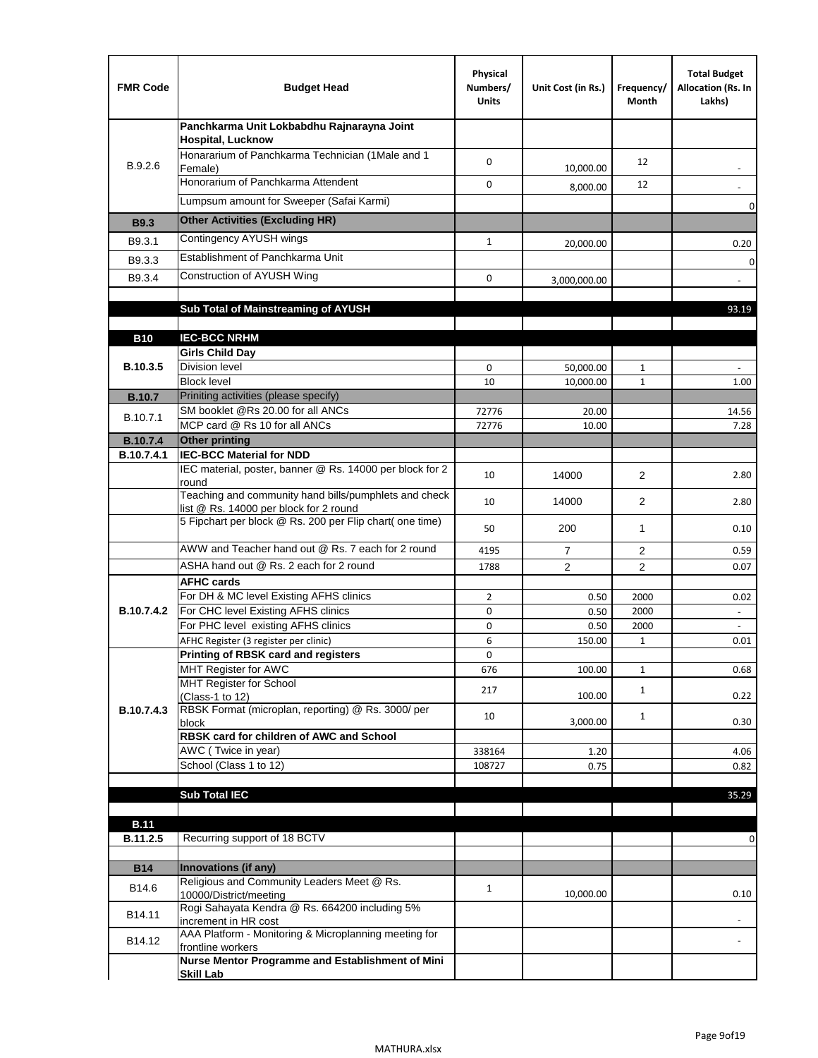| FMR Code | Budget Head | Physical Numbers/ Units | Unit Cost (in Rs.) | Frequency/ Month | Total Budget Allocation (Rs. In Lakhs) |
|---|---|---|---|---|---|
| B.9.2.6 | **Panchkarma Unit Lokbabdhu Rajnarayna Joint Hospital, Lucknow** | | | | |
| | Honorarium of Panchkarma Technician (1Male and 1 Female) | 0 | 10,000.00 | 12 | - |
| | Honorarium of Panchkarma Attendent | 0 | 8,000.00 | 12 | - |
| | Lumpsum amount for Sweeper (Safai Karmi) | | | | 0 |
| **B9.3** | **Other Activities (Excluding HR)** | | | | |
| B9.3.1 | Contingency AYUSH wings | 1 | 20,000.00 | | 0.20 |
| B9.3.3 | Establishment of Panchkarma Unit | | | | 0 |
| B9.3.4 | Construction of AYUSH Wing | 0 | 3,000,000.00 | | - |
| | | | | | |
| | **Sub Total of Mainstreaming of AYUSH** | | | | 93.19 |
| | | | | | |
| **B10** | **IEC-BCC NRHM** | | | | |
| **B.10.3.5** | **Girls Child Day** | | | | |
| | Division level | 0 | 50,000.00 | 1 | - |
| | Block level | 10 | 10,000.00 | 1 | 1.00 |
| **B.10.7** | Priniting activities (please specify) | | | | |
| B.10.7.1 | SM booklet @Rs 20.00 for all ANCs | 72776 | 20.00 | | 14.56 |
| | MCP card @ Rs 10 for all ANCs | 72776 | 10.00 | | 7.28 |
| **B.10.7.4** | **Other printing** | | | | |
| **B.10.7.4.1** | **IEC-BCC Material for NDD** | | | | |
| | IEC material, poster, banner @ Rs. 14000 per block for 2 round | 10 | 14000 | 2 | 2.80 |
| | Teaching and community hand bills/pumphlets and check list @ Rs. 14000 per block for 2 round | 10 | 14000 | 2 | 2.80 |
| | 5 Fipchart per block @ Rs. 200 per Flip chart( one time) | 50 | 200 | 1 | 0.10 |
| | AWW and Teacher hand out @ Rs. 7 each for 2 round | 4195 | 7 | 2 | 0.59 |
| | ASHA hand out @ Rs. 2 each for 2 round | 1788 | 2 | 2 | 0.07 |
| **B.10.7.4.2** | **AFHC cards** | | | | |
| | For DH & MC level Existing AFHS clinics | 2 | 0.50 | 2000 | 0.02 |
| | For CHC level Existing AFHS clinics | 0 | 0.50 | 2000 | - |
| | For PHC level existing AFHS clinics | 0 | 0.50 | 2000 | - |
| | AFHC Register (3 register per clinic) | 6 | 150.00 | 1 | 0.01 |
| **B.10.7.4.3** | **Printing of RBSK card and registers** | 0 | | | |
| | MHT Register for AWC | 676 | 100.00 | 1 | 0.68 |
| | MHT Register for School (Class-1 to 12) | 217 | 100.00 | 1 | 0.22 |
| | RBSK Format (microplan, reporting) @ Rs. 3000/ per block | 10 | 3,000.00 | 1 | 0.30 |
| | **RBSK card for children of AWC and School** | | | | |
| | AWC ( Twice in year) | 338164 | 1.20 | | 4.06 |
| | School (Class 1 to 12) | 108727 | 0.75 | | 0.82 |
| | | | | | |
| | **Sub Total IEC** | | | | 35.29 |
| | | | | | |
| **B.11** | | | | | |
| **B.11.2.5** | Recurring support of 18 BCTV | | | | 0 |
| | | | | | |
| **B14** | **Innovations (if any)** | | | | |
| B14.6 | Religious and Community Leaders Meet @ Rs. 10000/District/meeting | 1 | 10,000.00 | | 0.10 |
| B14.11 | Rogi Sahayata Kendra @ Rs. 664200 including 5% increment in HR cost | | | | - |
| B14.12 | AAA Platform - Monitoring & Microplanning meeting for frontline workers | | | | - |
| | **Nurse Mentor Programme and Establishment of Mini Skill Lab** | | | | |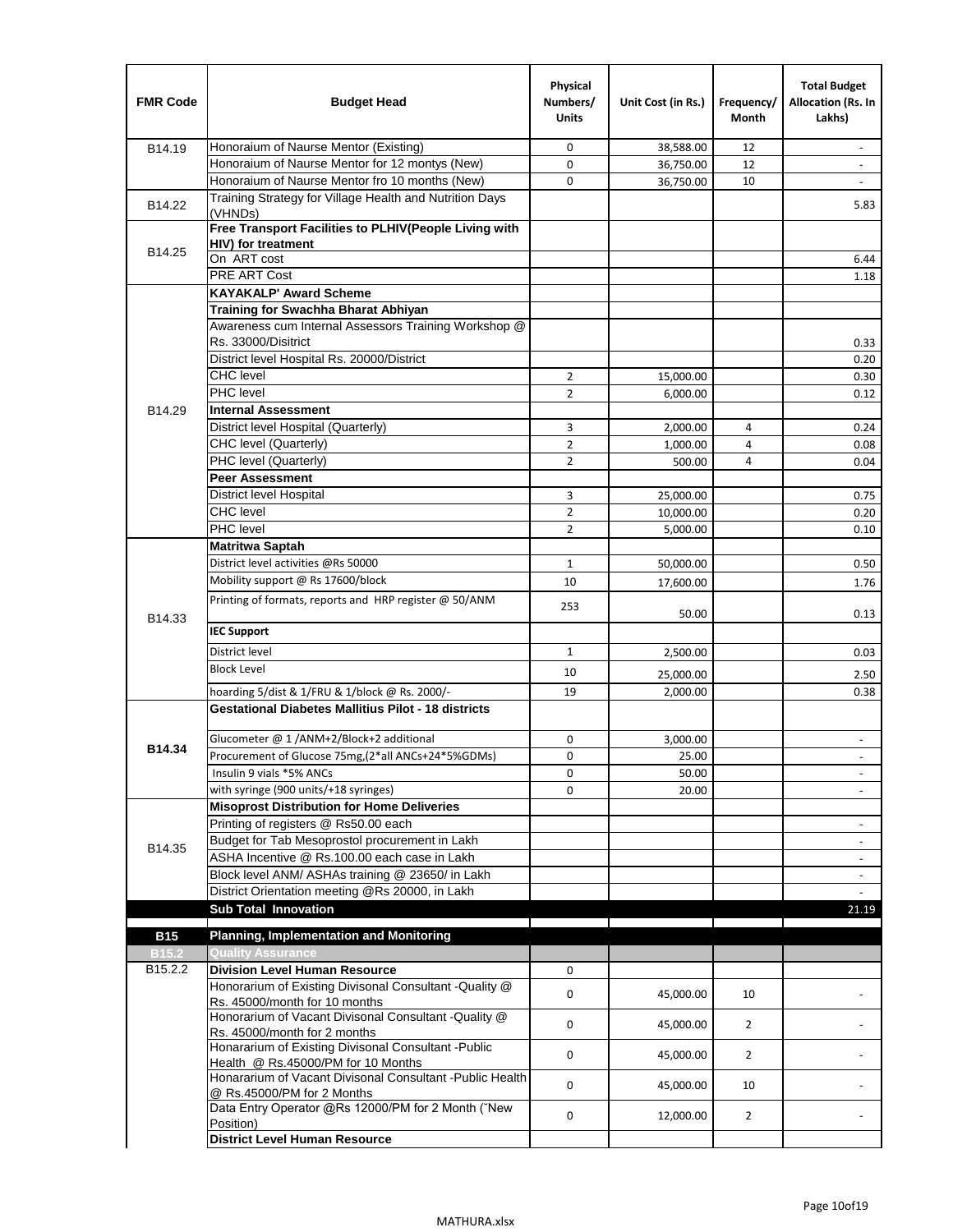| FMR Code | Budget Head | Physical Numbers/ Units | Unit Cost (in Rs.) | Frequency/ Month | Total Budget Allocation (Rs. In Lakhs) |
|---|---|---|---|---|---|
| B14.19 | Honoraium of Naurse Mentor (Existing) | 0 | 38,588.00 | 12 | - |
| | Honoraium of Naurse Mentor for 12 montys (New) | 0 | 36,750.00 | 12 | - |
| | Honoraium of Naurse Mentor fro 10 months (New) | 0 | 36,750.00 | 10 | - |
| B14.22 | Training Strategy for Village Health and Nutrition Days (VHNDs) | | | | 5.83 |
| B14.25 | **Free Transport Facilities to PLHIV(People Living with HIV) for treatment** | | | | |
| | On ART cost | | | | 6.44 |
| | PRE ART Cost | | | | 1.18 |
| B14.29 | **KAYAKALP' Award Scheme** | | | | |
| | **Training for Swachha Bharat Abhiyan** | | | | |
| | Awareness cum Internal Assessors Training Workshop @ Rs. 33000/Disitrict | | | | 0.33 |
| | District level Hospital Rs. 20000/District | | | | 0.20 |
| | CHC level | 2 | 15,000.00 | | 0.30 |
| | PHC level | 2 | 6,000.00 | | 0.12 |
| | **Internal Assessment** | | | | |
| | District level Hospital (Quarterly) | 3 | 2,000.00 | 4 | 0.24 |
| | CHC level (Quarterly) | 2 | 1,000.00 | 4 | 0.08 |
| | PHC level (Quarterly) | 2 | 500.00 | 4 | 0.04 |
| | **Peer Assessment** | | | | |
| | District level Hospital | 3 | 25,000.00 | | 0.75 |
| | CHC level | 2 | 10,000.00 | | 0.20 |
| | PHC level | 2 | 5,000.00 | | 0.10 |
| B14.33 | **Matritwa Saptah** | | | | |
| | District level activities @Rs 50000 | 1 | 50,000.00 | | 0.50 |
| | Mobility support @ Rs 17600/block | 10 | 17,600.00 | | 1.76 |
| | Printing of formats, reports and HRP register @ 50/ANM | 253 | 50.00 | | 0.13 |
| | **IEC Support** | | | | |
| | District level | 1 | 2,500.00 | | 0.03 |
| | Block Level | 10 | 25,000.00 | | 2.50 |
| | hoarding 5/dist & 1/FRU & 1/block @ Rs. 2000/- | 19 | 2,000.00 | | 0.38 |
| **B14.34** | **Gestational Diabetes Mallitius Pilot - 18 districts** | | | | |
| | Glucometer @ 1 /ANM+2/Block+2 additional | 0 | 3,000.00 | | - |
| | Procurement of Glucose 75mg,(2*all ANCs+24*5%GDMs) | 0 | 25.00 | | - |
| | Insulin 9 vials *5% ANCs | 0 | 50.00 | | - |
| | with syringe (900 units/+18 syringes) | 0 | 20.00 | | - |
| B14.35 | **Misoprost Distribution for Home Deliveries** | | | | |
| | Printing of registers @ Rs50.00 each | | | | - |
| | Budget for Tab Mesoprostol procurement in Lakh | | | | - |
| | ASHA Incentive @ Rs.100.00 each case in Lakh | | | | - |
| | Block level ANM/ ASHAs training @ 23650/ in Lakh | | | | - |
| | District Orientation meeting @Rs 20000, in Lakh | | | | - |
| | **Sub Total Innovation** | | | | 21.19 |
| **B15** | **Planning, Implementation and Monitoring** | | | | |
| **B15.2** | **Quality Assurance** | | | | |
| B15.2.2 | **Division Level Human Resource** | 0 | | | |
| | Honorarium of Existing Divisonal Consultant -Quality @ Rs. 45000/month for 10 months | 0 | 45,000.00 | 10 | - |
| | Honorarium of Vacant Divisonal Consultant -Quality @ Rs. 45000/month for 2 months | 0 | 45,000.00 | 2 | - |
| | Honararium of Existing Divisonal Consultant -Public Health @ Rs.45000/PM for 10 Months | 0 | 45,000.00 | 2 | - |
| | Honararium of Vacant Divisonal Consultant -Public Health @ Rs.45000/PM for 2 Months | 0 | 45,000.00 | 10 | - |
| | Data Entry Operator @Rs 12000/PM for 2 Month ("New Position) | 0 | 12,000.00 | 2 | - |
| | **District Level Human Resource** | | | | |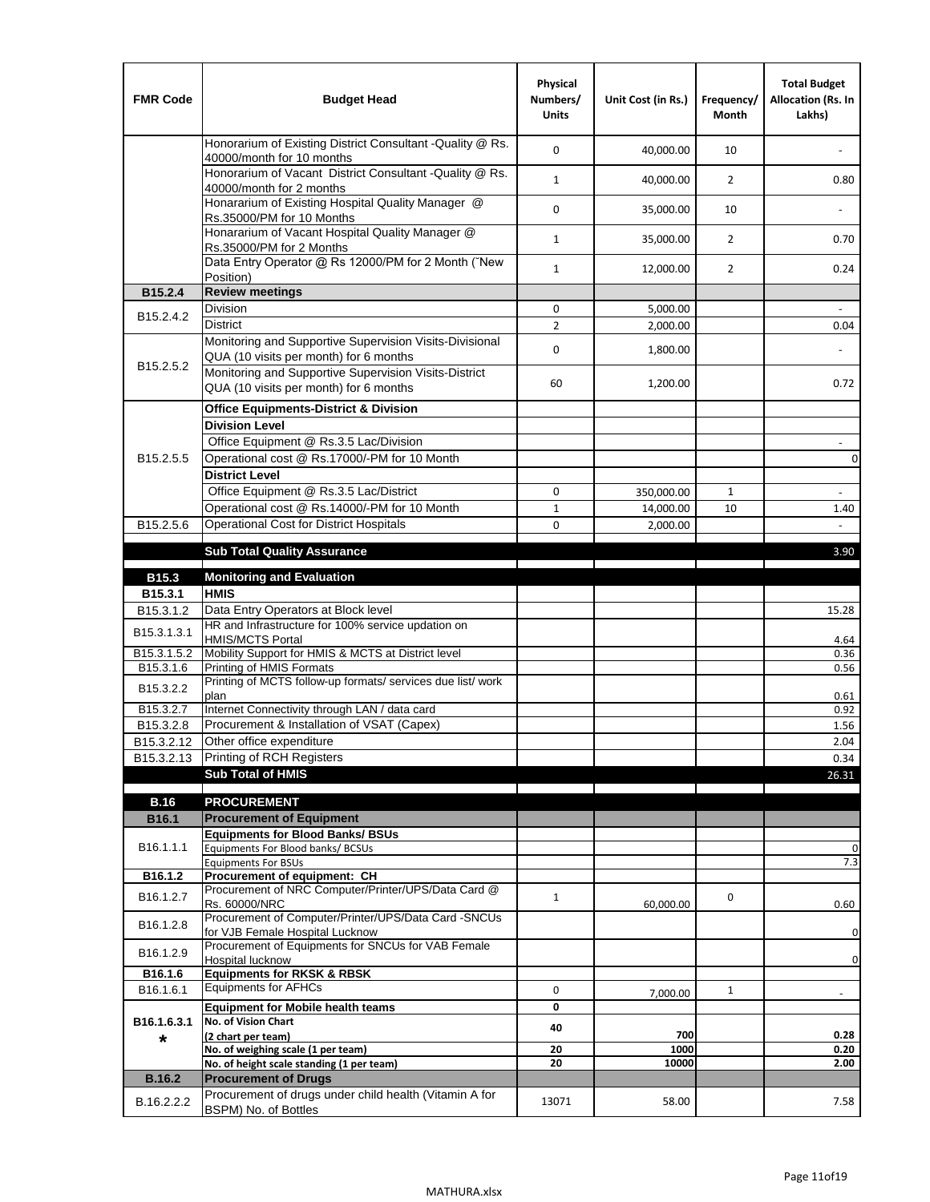| FMR Code | Budget Head | Physical Numbers/ Units | Unit Cost (in Rs.) | Frequency/ Month | Total Budget Allocation (Rs. In Lakhs) |
|---|---|---|---|---|---|
| | Honorarium of Existing District Consultant -Quality @ Rs. 40000/month for 10 months | 0 | 40,000.00 | 10 | - |
| | Honorarium of Vacant District Consultant -Quality @ Rs. 40000/month for 2 months | 1 | 40,000.00 | 2 | 0.80 |
| | Honararium of Existing Hospital Quality Manager @ Rs.35000/PM for 10 Months | 0 | 35,000.00 | 10 | - |
| | Honararium of Vacant Hospital Quality Manager @ Rs.35000/PM for 2 Months | 1 | 35,000.00 | 2 | 0.70 |
| | Data Entry Operator @ Rs 12000/PM for 2 Month (˜New Position) | 1 | 12,000.00 | 2 | 0.24 |
| **B15.2.4** | **Review meetings** | | | | |
| B15.2.4.2 | Division | 0 | 5,000.00 | | - |
| | District | 2 | 2,000.00 | | 0.04 |
| B15.2.5.2 | Monitoring and Supportive Supervision Visits-Divisional QUA (10 visits per month) for 6 months | 0 | 1,800.00 | | - |
| | Monitoring and Supportive Supervision Visits-District QUA (10 visits per month) for 6 months | 60 | 1,200.00 | | 0.72 |
| B15.2.5.5 | **Office Equipments-District & Division** | | | | |
| | **Division Level** | | | | |
| | Office Equipment @ Rs.3.5 Lac/Division | | | | - |
| | Operational cost @ Rs.17000/-PM for 10 Month | | | | 0 |
| | **District Level** | | | | |
| | Office Equipment @ Rs.3.5 Lac/District | 0 | 350,000.00 | 1 | - |
| | Operational cost @ Rs.14000/-PM for 10 Month | 1 | 14,000.00 | 10 | 1.40 |
| B15.2.5.6 | Operational Cost for District Hospitals | 0 | 2,000.00 | | - |
| | **Sub Total Quality Assurance** | | | | 3.90 |
| **B15.3** | **Monitoring and Evaluation** | | | | |
| **B15.3.1** | **HMIS** | | | | |
| B15.3.1.2 | Data Entry Operators at Block level | | | | 15.28 |
| B15.3.1.3.1 | HR and Infrastructure for 100% service updation on HMIS/MCTS Portal | | | | 4.64 |
| B15.3.1.5.2 | Mobility Support for HMIS & MCTS at District level | | | | 0.36 |
| B15.3.1.6 | Printing of HMIS Formats | | | | 0.56 |
| B15.3.2.2 | Printing of MCTS follow-up formats/ services due list/ work plan | | | | 0.61 |
| B15.3.2.7 | Internet Connectivity through LAN / data card | | | | 0.92 |
| B15.3.2.8 | Procurement & Installation of VSAT (Capex) | | | | 1.56 |
| B15.3.2.12 | Other office expenditure | | | | 2.04 |
| B15.3.2.13 | Printing of RCH Registers | | | | 0.34 |
| | **Sub Total of HMIS** | | | | 26.31 |
| **B.16** | **PROCUREMENT** | | | | |
| **B16.1** | **Procurement of Equipment** | | | | |
| B16.1.1.1 | **Equipments for Blood Banks/ BSUs** | | | | |
| | Equipments For Blood banks/ BCSUs | | | | 0 |
| | Equipments For BSUs | | | | 7.3 |
| **B16.1.2** | **Procurement of equipment: CH** | | | | |
| B16.1.2.7 | Procurement of NRC Computer/Printer/UPS/Data Card @ Rs. 60000/NRC | 1 | 60,000.00 | 0 | 0.60 |
| B16.1.2.8 | Procurement of Computer/Printer/UPS/Data Card -SNCUs for VJB Female Hospital Lucknow | | | | 0 |
| B16.1.2.9 | Procurement of Equipments for SNCUs for VAB Female Hospital lucknow | | | | 0 |
| **B16.1.6** | **Equipments for RKSK & RBSK** | | | | |
| B16.1.6.1 | Equipments for AFHCs | 0 | 7,000.00 | 1 | - |
| B16.1.6.3.1 * | **Equipment for Mobile health teams** | 0 | | | |
| | **No. of Vision Chart (2 chart per team)** | 40 | 700 | | 0.28 |
| | **No. of weighing scale (1 per team)** | 20 | 1000 | | 0.20 |
| | **No. of height scale standing (1 per team)** | 20 | 10000 | | 2.00 |
| **B.16.2** | **Procurement of Drugs** | | | | |
| B.16.2.2.2 | Procurement of drugs under child health (Vitamin A for BSPM) No. of Bottles | 13071 | 58.00 | | 7.58 |

MATHURA.xlsx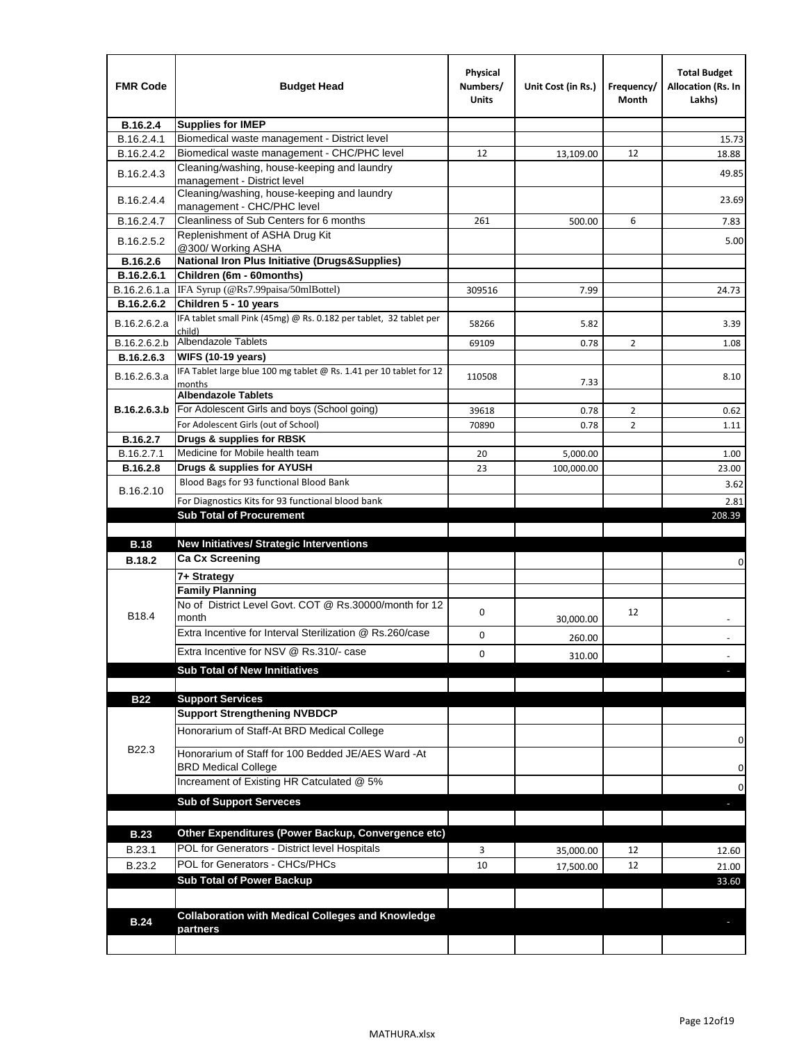| FMR Code | Budget Head | Physical Numbers/ Units | Unit Cost (in Rs.) | Frequency/ Month | Total Budget Allocation (Rs. In Lakhs) |
|---|---|---|---|---|---|
| **B.16.2.4** | **Supplies for IMEP** | | | | |
| B.16.2.4.1 | Biomedical waste management - District level | | | | 15.73 |
| B.16.2.4.2 | Biomedical waste management - CHC/PHC level | 12 | 13,109.00 | 12 | 18.88 |
| B.16.2.4.3 | Cleaning/washing, house-keeping and laundry management - District level | | | | 49.85 |
| B.16.2.4.4 | Cleaning/washing, house-keeping and laundry management - CHC/PHC level | | | | 23.69 |
| B.16.2.4.7 | Cleanliness of Sub Centers for 6 months | 261 | 500.00 | 6 | 7.83 |
| B.16.2.5.2 | Replenishment of ASHA Drug Kit @300/ Working ASHA | | | | 5.00 |
| **B.16.2.6** | **National Iron Plus Initiative (Drugs&Supplies)** | | | | |
| **B.16.2.6.1** | **Children (6m - 60months)** | | | | |
| B.16.2.6.1.a | IFA Syrup (@Rs7.99paisa/50mlBottel) | 309516 | 7.99 | | 24.73 |
| **B.16.2.6.2** | **Children 5 - 10 years** | | | | |
| B.16.2.6.2.a | IFA tablet small Pink (45mg) @ Rs. 0.182 per tablet, 32 tablet per child) | 58266 | 5.82 | | 3.39 |
| B.16.2.6.2.b | Albendazole Tablets | 69109 | 0.78 | 2 | 1.08 |
| **B.16.2.6.3** | **WIFS (10-19 years)** | | | | |
| B.16.2.6.3.a | IFA Tablet large blue 100 mg tablet @ Rs. 1.41 per 10 tablet for 12 months | 110508 | 7.33 | | 8.10 |
| | **Albendazole Tablets** | | | | |
| **B.16.2.6.3.b** | For Adolescent Girls and boys (School going) | 39618 | 0.78 | 2 | 0.62 |
| | For Adolescent Girls (out of School) | 70890 | 0.78 | 2 | 1.11 |
| **B.16.2.7** | **Drugs & supplies for RBSK** | | | | |
| B.16.2.7.1 | Medicine for Mobile health team | 20 | 5,000.00 | | 1.00 |
| **B.16.2.8** | **Drugs & supplies for AYUSH** | 23 | 100,000.00 | | 23.00 |
| B.16.2.10 | Blood Bags for 93 functional Blood Bank | | | | 3.62 |
| | For Diagnostics Kits for 93 functional blood bank | | | | 2.81 |
| | **Sub Total of Procurement** | | | | 208.39 |
| | | | | | |
| **B.18** | **New Initiatives/ Strategic Interventions** | | | | |
| **B.18.2** | **Ca Cx Screening** | | | | 0 |
| | **7+ Strategy** | | | | |
| | **Family Planning** | | | | |
| B18.4 | No of District Level Govt. COT @ Rs.30000/month for 12 month | 0 | 30,000.00 | 12 | - |
| | Extra Incentive for Interval Sterilization @ Rs.260/case | 0 | 260.00 | | - |
| | Extra Incentive for NSV @ Rs.310/- case | 0 | 310.00 | | - |
| | **Sub Total of New Innitiatives** | | | | - |
| | | | | | |
| **B22** | **Support Services** | | | | |
| | **Support Strengthening NVBDCP** | | | | |
| B22.3 | Honorarium of Staff-At BRD Medical College | | | | 0 |
| | Honorarium of Staff for 100 Bedded JE/AES Ward -At BRD Medical College | | | | 0 |
| | Increament of Existing HR Catculated @ 5% | | | | 0 |
| | **Sub of Support Serveces** | | | | - |
| | | | | | |
| **B.23** | **Other Expenditures (Power Backup, Convergence etc)** | | | | |
| B.23.1 | POL for Generators - District level Hospitals | 3 | 35,000.00 | 12 | 12.60 |
| B.23.2 | POL for Generators - CHCs/PHCs | 10 | 17,500.00 | 12 | 21.00 |
| | **Sub Total of Power Backup** | | | | 33.60 |
| | | | | | |
| **B.24** | **Collaboration with Medical Colleges and Knowledge partners** | | | | - |
| | | | | | |

MATHURA.xlsx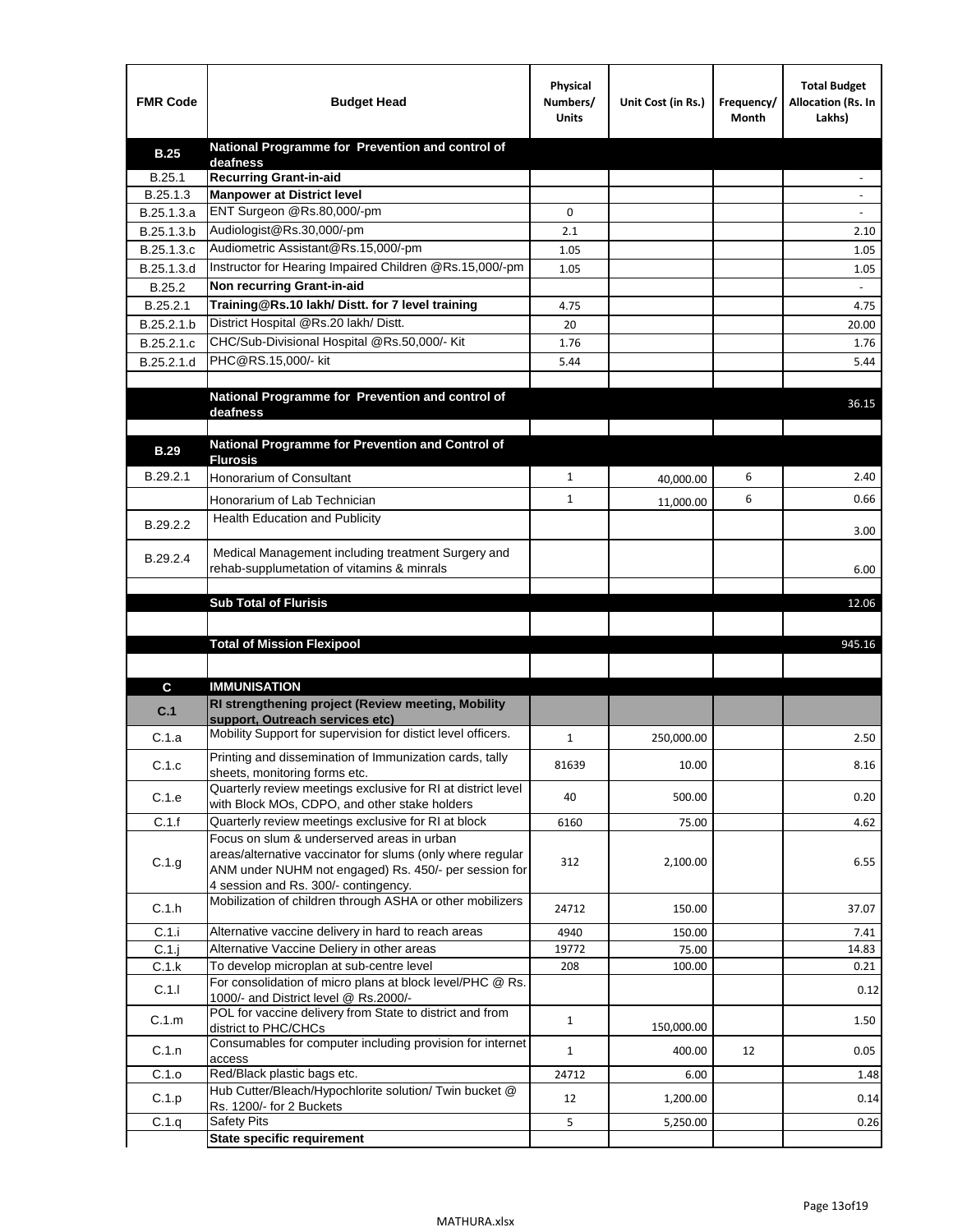| FMR Code | Budget Head | Physical Numbers/ Units | Unit Cost (in Rs.) | Frequency/ Month | Total Budget Allocation (Rs. In Lakhs) |
|---|---|---|---|---|---|
| **B.25** | **National Programme for Prevention and control of deafness** | | | | |
| B.25.1 | **Recurring Grant-in-aid** | | | | - |
| B.25.1.3 | **Manpower at District level** | | | | - |
| B.25.1.3.a | ENT Surgeon @Rs.80,000/-pm | 0 | | | - |
| B.25.1.3.b | Audiologist@Rs.30,000/-pm | 2.1 | | | 2.10 |
| B.25.1.3.c | Audiometric Assistant@Rs.15,000/-pm | 1.05 | | | 1.05 |
| B.25.1.3.d | Instructor for Hearing Impaired Children @Rs.15,000/-pm | 1.05 | | | 1.05 |
| B.25.2 | **Non recurring Grant-in-aid** | | | | - |
| B.25.2.1 | **Training@Rs.10 lakh/ Distt. for 7 level training** | 4.75 | | | 4.75 |
| B.25.2.1.b | District Hospital @Rs.20 lakh/ Distt. | 20 | | | 20.00 |
| B.25.2.1.c | CHC/Sub-Divisional Hospital @Rs.50,000/- Kit | 1.76 | | | 1.76 |
| B.25.2.1.d | PHC@RS.15,000/- kit | 5.44 | | | 5.44 |
| | | | | | |
| | **National Programme for Prevention and control of deafness** | | | | 36.15 |
| | | | | | |
| **B.29** | **National Programme for Prevention and Control of Flurosis** | | | | |
| B.29.2.1 | Honorarium of Consultant | 1 | 40,000.00 | 6 | 2.40 |
| | Honorarium of Lab Technician | 1 | 11,000.00 | 6 | 0.66 |
| B.29.2.2 | Health Education and Publicity | | | | 3.00 |
| B.29.2.4 | Medical Management including treatment Surgery and rehab-supplumetation of vitamins & minrals | | | | 6.00 |
| | | | | | |
| | **Sub Total of Flurisis** | | | | 12.06 |
| | | | | | |
| | **Total of Mission Flexipool** | | | | 945.16 |
| | | | | | |
| **C** | **IMMUNISATION** | | | | |
| **C.1** | **RI strengthening project (Review meeting, Mobility support, Outreach services etc)** | | | | |
| C.1.a | Mobility Support for supervision for distict level officers. | 1 | 250,000.00 | | 2.50 |
| C.1.c | Printing and dissemination of Immunization cards, tally sheets, monitoring forms etc. | 81639 | 10.00 | | 8.16 |
| C.1.e | Quarterly review meetings exclusive for RI at district level with Block MOs, CDPO, and other stake holders | 40 | 500.00 | | 0.20 |
| C.1.f | Quarterly review meetings exclusive for RI at block | 6160 | 75.00 | | 4.62 |
| C.1.g | Focus on slum & underserved areas in urban areas/alternative vaccinator for slums (only where regular ANM under NUHM not engaged) Rs. 450/- per session for 4 session and Rs. 300/- contingency. | 312 | 2,100.00 | | 6.55 |
| C.1.h | Mobilization of children through ASHA or other mobilizers | 24712 | 150.00 | | 37.07 |
| C.1.i | Alternative vaccine delivery in hard to reach areas | 4940 | 150.00 | | 7.41 |
| C.1.j | Alternative Vaccine Deliery in other areas | 19772 | 75.00 | | 14.83 |
| C.1.k | To develop microplan at sub-centre level | 208 | 100.00 | | 0.21 |
| C.1.l | For consolidation of micro plans at block level/PHC @ Rs. 1000/- and District level @ Rs.2000/- | | | | 0.12 |
| C.1.m | POL for vaccine delivery from State to district and from district to PHC/CHCs | 1 | 150,000.00 | | 1.50 |
| C.1.n | Consumables for computer including provision for internet access | 1 | 400.00 | 12 | 0.05 |
| C.1.o | Red/Black plastic bags etc. | 24712 | 6.00 | | 1.48 |
| C.1.p | Hub Cutter/Bleach/Hypochlorite solution/ Twin bucket @ Rs. 1200/- for 2 Buckets | 12 | 1,200.00 | | 0.14 |
| C.1.q | Safety Pits | 5 | 5,250.00 | | 0.26 |
| | **State specific requirement** | | | | |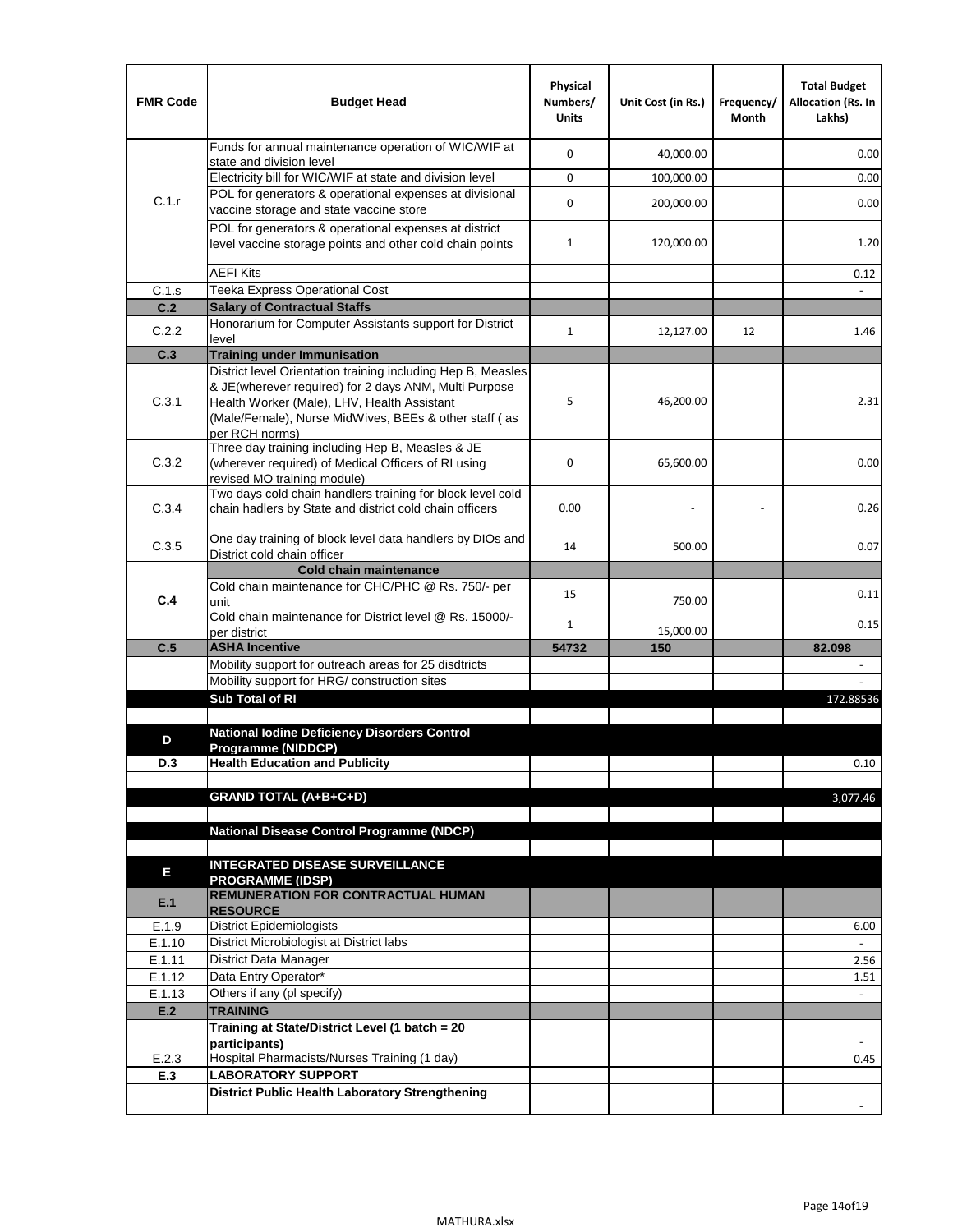| FMR Code | Budget Head | Physical Numbers/ Units | Unit Cost (in Rs.) | Frequency/ Month | Total Budget Allocation (Rs. In Lakhs) |
|---|---|---|---|---|---|
| C.1.r | Funds for annual maintenance operation of WIC/WIF at state and division level | 0 | 40,000.00 | | 0.00 |
| | Electricity bill for WIC/WIF at state and division level | 0 | 100,000.00 | | 0.00 |
| | POL for generators & operational expenses at divisional vaccine storage and state vaccine store | 0 | 200,000.00 | | 0.00 |
| | POL for generators & operational expenses at district level vaccine storage points and other cold chain points | 1 | 120,000.00 | | 1.20 |
| | AEFI Kits | | | | 0.12 |
| C.1.s | Teeka Express Operational Cost | | | | - |
| **C.2** | **Salary of Contractual Staffs** | | | | |
| C.2.2 | Honorarium for Computer Assistants support for District level | 1 | 12,127.00 | 12 | 1.46 |
| **C.3** | **Training under Immunisation** | | | | |
| C.3.1 | District level Orientation training including Hep B, Measles & JE(wherever required) for 2 days ANM, Multi Purpose Health Worker (Male), LHV, Health Assistant (Male/Female), Nurse MidWives, BEEs & other staff ( as per RCH norms) | 5 | 46,200.00 | | 2.31 |
| C.3.2 | Three day training including Hep B, Measles & JE (wherever required) of Medical Officers of RI using revised MO training module) | 0 | 65,600.00 | | 0.00 |
| C.3.4 | Two days cold chain handlers training for block level cold chain hadlers by State and district cold chain officers | 0.00 | - | - | 0.26 |
| C.3.5 | One day training of block level data handlers by DIOs and District cold chain officer | 14 | 500.00 | | 0.07 |
| **C.4** | **Cold chain maintenance** | | | | |
| | Cold chain maintenance for CHC/PHC @ Rs. 750/- per unit | 15 | 750.00 | | 0.11 |
| | Cold chain maintenance for District level @ Rs. 15000/- per district | 1 | 15,000.00 | | 0.15 |
| **C.5** | **ASHA Incentive** | **54732** | **150** | | **82.098** |
| | Mobility support for outreach areas for 25 disdtricts | | | | - |
| | Mobility support for HRG/ construction sites | | | | - |
| | **Sub Total of RI** | | | | 172.88536 |
| | | | | | |
| **D** | **National Iodine Deficiency Disorders Control Programme (NIDDCP)** | | | | |
| **D.3** | **Health Education and Publicity** | | | | 0.10 |
| | | | | | |
| | **GRAND TOTAL (A+B+C+D)** | | | | 3,077.46 |
| | | | | | |
| | **National Disease Control Programme (NDCP)** | | | | |
| | | | | | |
| **E** | **INTEGRATED DISEASE SURVEILLANCE PROGRAMME (IDSP)** | | | | |
| **E.1** | **REMUNERATION FOR CONTRACTUAL HUMAN RESOURCE** | | | | |
| E.1.9 | District Epidemiologists | | | | 6.00 |
| E.1.10 | District Microbiologist at District labs | | | | - |
| E.1.11 | District Data Manager | | | | 2.56 |
| E.1.12 | Data Entry Operator* | | | | 1.51 |
| E.1.13 | Others if any (pl specify) | | | | - |
| **E.2** | **TRAINING** | | | | |
| | **Training at State/District Level (1 batch = 20 participants)** | | | | - |
| E.2.3 | Hospital Pharmacists/Nurses Training (1 day) | | | | 0.45 |
| **E.3** | **LABORATORY SUPPORT** | | | | |
| | **District Public Health Laboratory Strengthening** | | | | - |

MATHURA.xlsx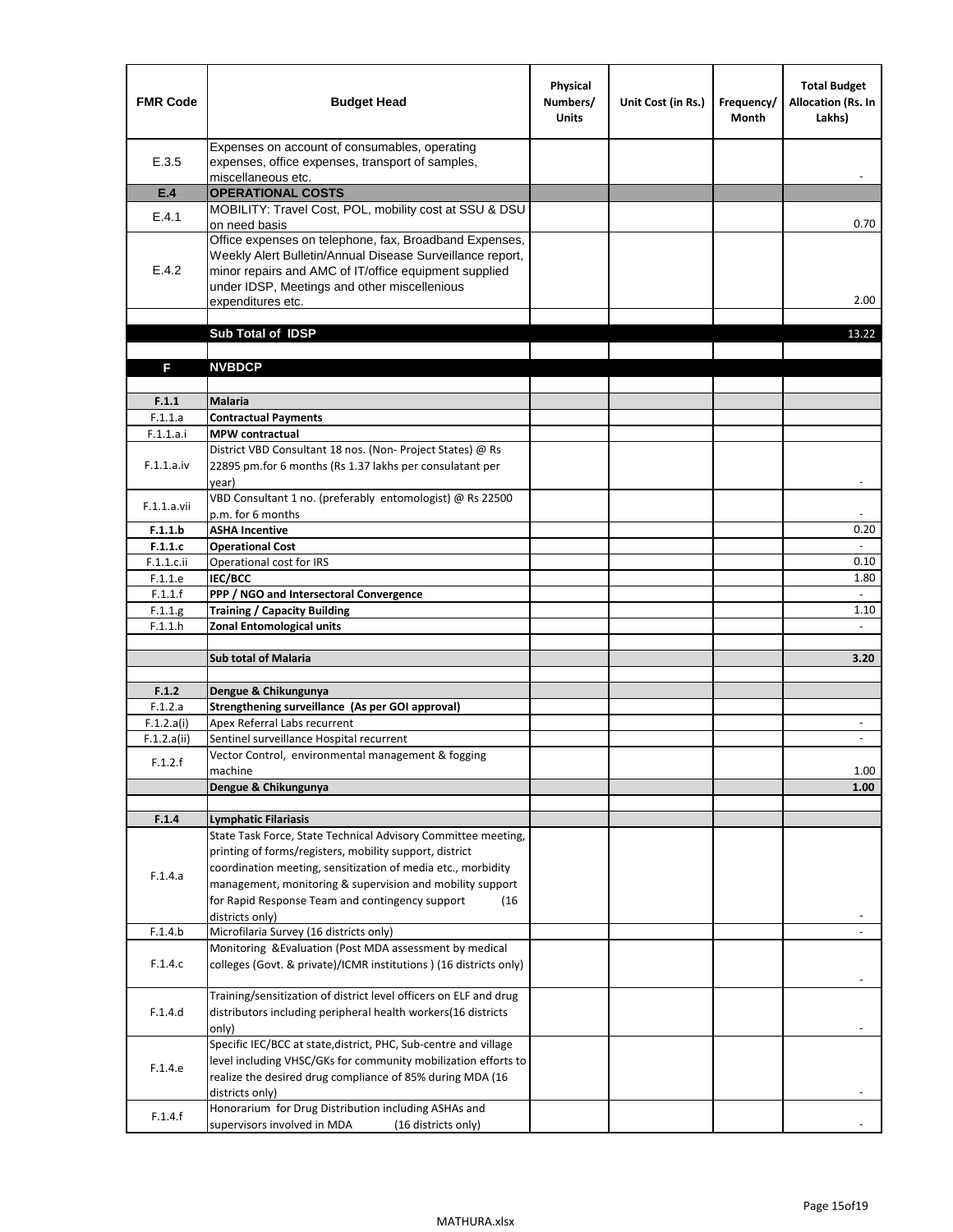| FMR Code | Budget Head | Physical Numbers/ Units | Unit Cost (in Rs.) | Frequency/ Month | Total Budget Allocation (Rs. In Lakhs) |
|---|---|---|---|---|---|
| E.3.5 | Expenses on account of consumables, operating expenses, office expenses, transport of samples, miscellaneous etc. | | | | - |
| **E.4** | **OPERATIONAL COSTS** | | | | |
| E.4.1 | MOBILITY: Travel Cost, POL, mobility cost at SSU & DSU on need basis | | | | 0.70 |
| E.4.2 | Office expenses on telephone, fax, Broadband Expenses, Weekly Alert Bulletin/Annual Disease Surveillance report, minor repairs and AMC of IT/office equipment supplied under IDSP, Meetings and other miscellenious expenditures etc. | | | | 2.00 |
| | | | | | |
| | **Sub Total of IDSP** | | | | 13.22 |
| | | | | | |
| **F** | **NVBDCP** | | | | |
| | | | | | |
| **F.1.1** | **Malaria** | | | | |
| F.1.1.a | **Contractual Payments** | | | | |
| F.1.1.a.i | **MPW contractual** | | | | |
| F.1.1.a.iv | District VBD Consultant 18 nos. (Non- Project States) @ Rs 22895 pm.for 6 months (Rs 1.37 lakhs per consulatant per year) | | | | - |
| F.1.1.a.vii | VBD Consultant 1 no. (preferably entomologist) @ Rs 22500 p.m. for 6 months | | | | - |
| **F.1.1.b** | **ASHA Incentive** | | | | 0.20 |
| **F.1.1.c** | **Operational Cost** | | | | - |
| F.1.1.c.ii | Operational cost for IRS | | | | 0.10 |
| F.1.1.e | **IEC/BCC** | | | | 1.80 |
| F.1.1.f | **PPP / NGO and Intersectoral Convergence** | | | | - |
| F.1.1.g | **Training / Capacity Building** | | | | 1.10 |
| F.1.1.h | **Zonal Entomological units** | | | | - |
| | | | | | |
| | **Sub total of Malaria** | | | | **3.20** |
| | | | | | |
| **F.1.2** | **Dengue & Chikungunya** | | | | |
| F.1.2.a | **Strengthening surveillance (As per GOI approval)** | | | | |
| F.1.2.a(i) | Apex Referral Labs recurrent | | | | - |
| F.1.2.a(ii) | Sentinel surveillance Hospital recurrent | | | | - |
| F.1.2.f | Vector Control, environmental management & fogging machine | | | | 1.00 |
| | **Dengue & Chikungunya** | | | | **1.00** |
| | | | | | |
| **F.1.4** | **Lymphatic Filariasis** | | | | |
| F.1.4.a | State Task Force, State Technical Advisory Committee meeting, printing of forms/registers, mobility support, district coordination meeting, sensitization of media etc., morbidity management, monitoring & supervision and mobility support for Rapid Response Team and contingency support (16 districts only) | | | | - |
| F.1.4.b | Microfilaria Survey (16 districts only) | | | | - |
| F.1.4.c | Monitoring &Evaluation (Post MDA assessment by medical colleges (Govt. & private)/ICMR institutions ) (16 districts only) | | | | - |
| F.1.4.d | Training/sensitization of district level officers on ELF and drug distributors including peripheral health workers(16 districts only) | | | | - |
| F.1.4.e | Specific IEC/BCC at state,district, PHC, Sub-centre and village level including VHSC/GKs for community mobilization efforts to realize the desired drug compliance of 85% during MDA (16 districts only) | | | | - |
| F.1.4.f | Honorarium for Drug Distribution including ASHAs and supervisors involved in MDA (16 districts only) | | | | - |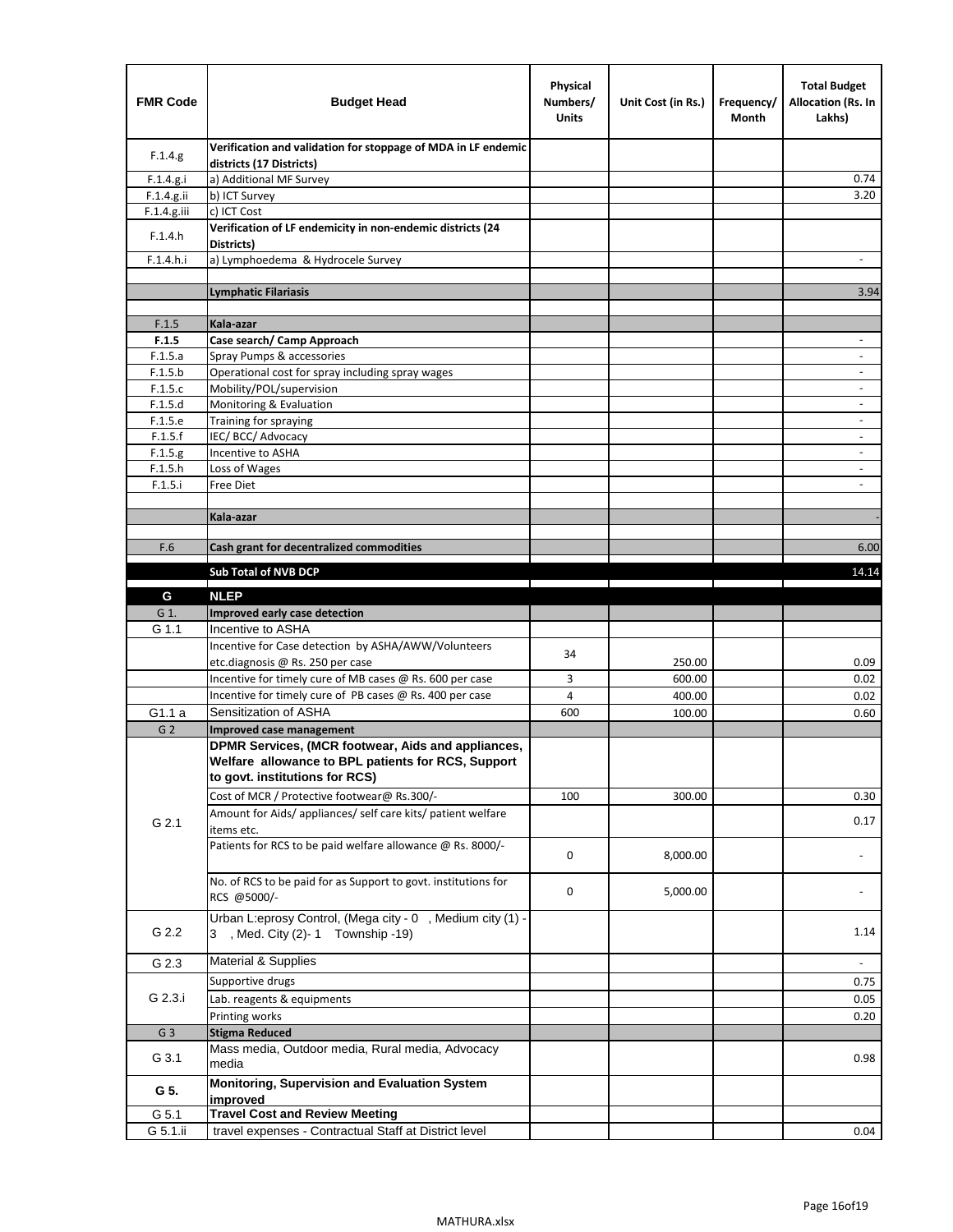| FMR Code | Budget Head | Physical Numbers/ Units | Unit Cost (in Rs.) | Frequency/ Month | Total Budget Allocation (Rs. In Lakhs) |
|---|---|---|---|---|---|
| F.1.4.g | **Verification and validation for stoppage of MDA in LF endemic districts (17 Districts)** | | | | |
| F.1.4.g.i | a) Additional MF Survey | | | | 0.74 |
| F.1.4.g.ii | b) ICT Survey | | | | 3.20 |
| F.1.4.g.iii | c) ICT Cost | | | | |
| F.1.4.h | **Verification of LF endemicity in non-endemic districts (24 Districts)** | | | | |
| F.1.4.h.i | a) Lymphoedema & Hydrocele Survey | | | | - |
| | | | | | |
| | **Lymphatic Filariasis** | | | | 3.94 |
| | | | | | |
| F.1.5 | **Kala-azar** | | | | |
| **F.1.5** | **Case search/ Camp Approach** | | | | - |
| F.1.5.a | Spray Pumps & accessories | | | | - |
| F.1.5.b | Operational cost for spray including spray wages | | | | - |
| F.1.5.c | Mobility/POL/supervision | | | | - |
| F.1.5.d | Monitoring & Evaluation | | | | - |
| F.1.5.e | Training for spraying | | | | - |
| F.1.5.f | IEC/ BCC/ Advocacy | | | | - |
| F.1.5.g | Incentive to ASHA | | | | - |
| F.1.5.h | Loss of Wages | | | | - |
| F.1.5.i | Free Diet | | | | - |
| | | | | | |
| | **Kala-azar** | | | | - |
| | | | | | |
| F.6 | **Cash grant for decentralized commodities** | | | | 6.00 |
| | **Sub Total of NVB DCP** | | | | 14.14 |
| **G** | **NLEP** | | | | |
| G 1. | **Improved early case detection** | | | | |
| G 1.1 | Incentive to ASHA | | | | |
| | Incentive for Case detection by ASHA/AWW/Volunteers etc.diagnosis @ Rs. 250 per case | 34 | 250.00 | | 0.09 |
| | Incentive for timely cure of MB cases @ Rs. 600 per case | 3 | 600.00 | | 0.02 |
| | Incentive for timely cure of PB cases @ Rs. 400 per case | 4 | 400.00 | | 0.02 |
| G1.1 a | Sensitization of ASHA | 600 | 100.00 | | 0.60 |
| G 2 | **Improved case management** | | | | |
| G 2.1 | **DPMR Services, (MCR footwear, Aids and appliances, Welfare allowance to BPL patients for RCS, Support to govt. institutions for RCS)** | | | | |
| | Cost of MCR / Protective footwear@ Rs.300/- | 100 | 300.00 | | 0.30 |
| | Amount for Aids/ appliances/ self care kits/ patient welfare items etc. | | | | 0.17 |
| | Patients for RCS to be paid welfare allowance @ Rs. 8000/- | 0 | 8,000.00 | | - |
| | No. of RCS to be paid for as Support to govt. institutions for RCS @5000/- | 0 | 5,000.00 | | - |
| G 2.2 | Urban L:eprosy Control, (Mega city - 0 , Medium city (1) - 3 , Med. City (2)- 1 Township -19) | | | | 1.14 |
| G 2.3 | Material & Supplies | | | | - |
| G 2.3.i | Supportive drugs | | | | 0.75 |
| | Lab. reagents & equipments | | | | 0.05 |
| | Printing works | | | | 0.20 |
| G 3 | **Stigma Reduced** | | | | |
| G 3.1 | Mass media, Outdoor media, Rural media, Advocacy media | | | | 0.98 |
| **G 5.** | **Monitoring, Supervision and Evaluation System improved** | | | | |
| G 5.1 | **Travel Cost and Review Meeting** | | | | |
| G 5.1.ii | travel expenses - Contractual Staff at District level | | | | 0.04 |

MATHURA.xlsx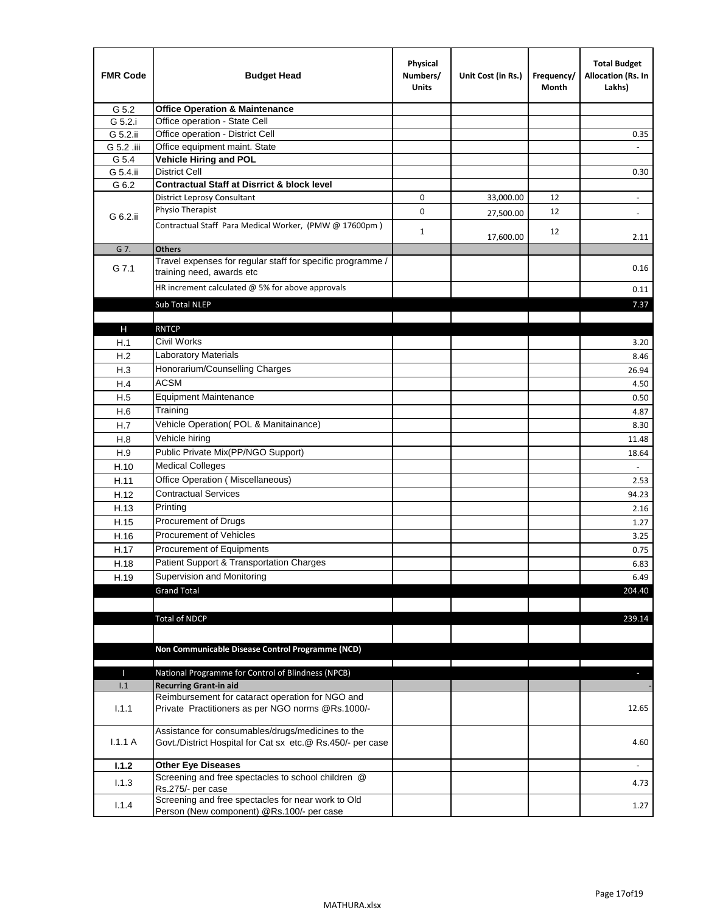| FMR Code | Budget Head | Physical Numbers/ Units | Unit Cost (in Rs.) | Frequency/ Month | Total Budget Allocation (Rs. In Lakhs) |
|---|---|---|---|---|---|
| G 5.2 | **Office Operation & Maintenance** | | | | |
| G 5.2.i | Office operation - State Cell | | | | |
| G 5.2.ii | Office operation - District Cell | | | | 0.35 |
| G 5.2 .iii | Office equipment maint. State | | | | - |
| G 5.4 | **Vehicle Hiring and POL** | | | | |
| G 5.4.ii | District Cell | | | | 0.30 |
| G 6.2 | **Contractual Staff at Disrrict & block level** | | | | |
| G 6.2.ii | District Leprosy Consultant | 0 | 33,000.00 | 12 | - |
| | Physio Therapist | 0 | 27,500.00 | 12 | - |
| | Contractual Staff Para Medical Worker, (PMW @ 17600pm ) | 1 | 17,600.00 | 12 | 2.11 |
| G 7. | **Others** | | | | |
| G 7.1 | Travel expenses for regular staff for specific programme / training need, awards etc | | | | 0.16 |
| | HR increment calculated @ 5% for above approvals | | | | 0.11 |
| | Sub Total NLEP | | | | 7.37 |
| | | | | | |
| H | RNTCP | | | | |
| H.1 | Civil Works | | | | 3.20 |
| H.2 | Laboratory Materials | | | | 8.46 |
| H.3 | Honorarium/Counselling Charges | | | | 26.94 |
| H.4 | ACSM | | | | 4.50 |
| H.5 | Equipment Maintenance | | | | 0.50 |
| H.6 | Training | | | | 4.87 |
| H.7 | Vehicle Operation( POL & Manitainance) | | | | 8.30 |
| H.8 | Vehicle hiring | | | | 11.48 |
| H.9 | Public Private Mix(PP/NGO Support) | | | | 18.64 |
| H.10 | Medical Colleges | | | | - |
| H.11 | Office Operation ( Miscellaneous) | | | | 2.53 |
| H.12 | Contractual Services | | | | 94.23 |
| H.13 | Printing | | | | 2.16 |
| H.15 | Procurement of Drugs | | | | 1.27 |
| H.16 | Procurement of Vehicles | | | | 3.25 |
| H.17 | Procurement of Equipments | | | | 0.75 |
| H.18 | Patient Support & Transportation Charges | | | | 6.83 |
| H.19 | Supervision and Monitoring | | | | 6.49 |
| | Grand Total | | | | 204.40 |
| | | | | | |
| | Total of NDCP | | | | 239.14 |
| | | | | | |
| | **Non Communicable Disease Control Programme (NCD)** | | | | |
| | | | | | |
| I | National Programme for Control of Blindness (NPCB) | | | | - |
| I.1 | **Recurring Grant-in aid** | | | | - |
| I.1.1 | Reimbursement for cataract operation for NGO and Private Practitioners as per NGO norms @Rs.1000/- | | | | 12.65 |
| I.1.1 A | Assistance for consumables/drugs/medicines to the Govt./District Hospital for Cat sx etc.@ Rs.450/- per case | | | | 4.60 |
| **I.1.2** | **Other Eye Diseases** | | | | - |
| I.1.3 | Screening and free spectacles to school children @ Rs.275/- per case | | | | 4.73 |
| I.1.4 | Screening and free spectacles for near work to Old Person (New component) @Rs.100/- per case | | | | 1.27 |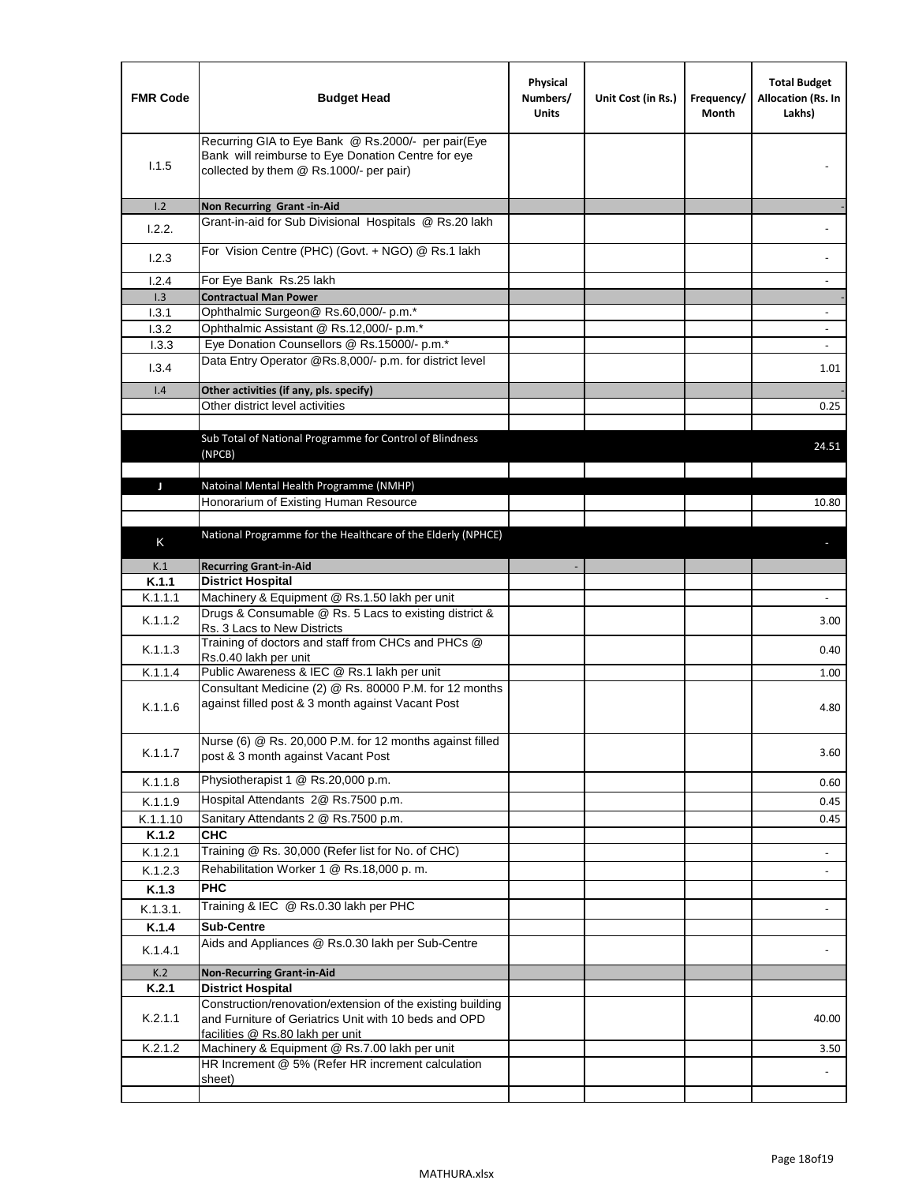| FMR Code | Budget Head | Physical Numbers/ Units | Unit Cost (in Rs.) | Frequency/ Month | Total Budget Allocation (Rs. In Lakhs) |
|---|---|---|---|---|---|
| I.1.5 | Recurring GIA to Eye Bank @ Rs.2000/- per pair(Eye Bank will reimburse to Eye Donation Centre for eye collected by them @ Rs.1000/- per pair) | | | | - |
| I.2 | **Non Recurring Grant -in-Aid** | | | | - |
| I.2.2. | Grant-in-aid for Sub Divisional Hospitals @ Rs.20 lakh | | | | - |
| I.2.3 | For Vision Centre (PHC) (Govt. + NGO) @ Rs.1 lakh | | | | - |
| I.2.4 | For Eye Bank Rs.25 lakh | | | | - |
| I.3 | **Contractual Man Power** | | | | - |
| I.3.1 | Ophthalmic Surgeon@ Rs.60,000/- p.m.* | | | | - |
| I.3.2 | Ophthalmic Assistant @ Rs.12,000/- p.m.* | | | | - |
| I.3.3 | Eye Donation Counsellors @ Rs.15000/- p.m.* | | | | - |
| I.3.4 | Data Entry Operator @Rs.8,000/- p.m. for district level | | | | 1.01 |
| I.4 | **Other activities (if any, pls. specify)** | | | | - |
| | Other district level activities | | | | 0.25 |
| | | | | | |
| | Sub Total of National Programme for Control of Blindness (NPCB) | | | | 24.51 |
| | | | | | |
| J | Natoinal Mental Health Programme (NMHP) | | | | |
| | Honorarium of Existing Human Resource | | | | 10.80 |
| | | | | | |
| K | National Programme for the Healthcare of the Elderly (NPHCE) | | | | - |
| K.1 | **Recurring Grant-in-Aid** | - | | | |
| **K.1.1** | **District Hospital** | | | | |
| K.1.1.1 | Machinery & Equipment @ Rs.1.50 lakh per unit | | | | - |
| K.1.1.2 | Drugs & Consumable @ Rs. 5 Lacs to existing district & Rs. 3 Lacs to New Districts | | | | 3.00 |
| K.1.1.3 | Training of doctors and staff from CHCs and PHCs @ Rs.0.40 lakh per unit | | | | 0.40 |
| K.1.1.4 | Public Awareness & IEC @ Rs.1 lakh per unit | | | | 1.00 |
| K.1.1.6 | Consultant Medicine (2) @ Rs. 80000 P.M. for 12 months against filled post & 3 month against Vacant Post | | | | 4.80 |
| K.1.1.7 | Nurse (6) @ Rs. 20,000 P.M. for 12 months against filled post & 3 month against Vacant Post | | | | 3.60 |
| K.1.1.8 | Physiotherapist 1 @ Rs.20,000 p.m. | | | | 0.60 |
| K.1.1.9 | Hospital Attendants 2@ Rs.7500 p.m. | | | | 0.45 |
| K.1.1.10 | Sanitary Attendants 2 @ Rs.7500 p.m. | | | | 0.45 |
| **K.1.2** | **CHC** | | | | |
| K.1.2.1 | Training @ Rs. 30,000 (Refer list for No. of CHC) | | | | - |
| K.1.2.3 | Rehabilitation Worker 1 @ Rs.18,000 p. m. | | | | - |
| **K.1.3** | **PHC** | | | | |
| K.1.3.1. | Training & IEC @ Rs.0.30 lakh per PHC | | | | - |
| **K.1.4** | **Sub-Centre** | | | | |
| K.1.4.1 | Aids and Appliances @ Rs.0.30 lakh per Sub-Centre | | | | - |
| K.2 | **Non-Recurring Grant-in-Aid** | | | | |
| **K.2.1** | **District Hospital** | | | | |
| K.2.1.1 | Construction/renovation/extension of the existing building and Furniture of Geriatrics Unit with 10 beds and OPD facilities @ Rs.80 lakh per unit | | | | 40.00 |
| K.2.1.2 | Machinery & Equipment @ Rs.7.00 lakh per unit | | | | 3.50 |
| | HR Increment @ 5% (Refer HR increment calculation sheet) | | | | - |
| | | | | | |

MATHURA.xlsx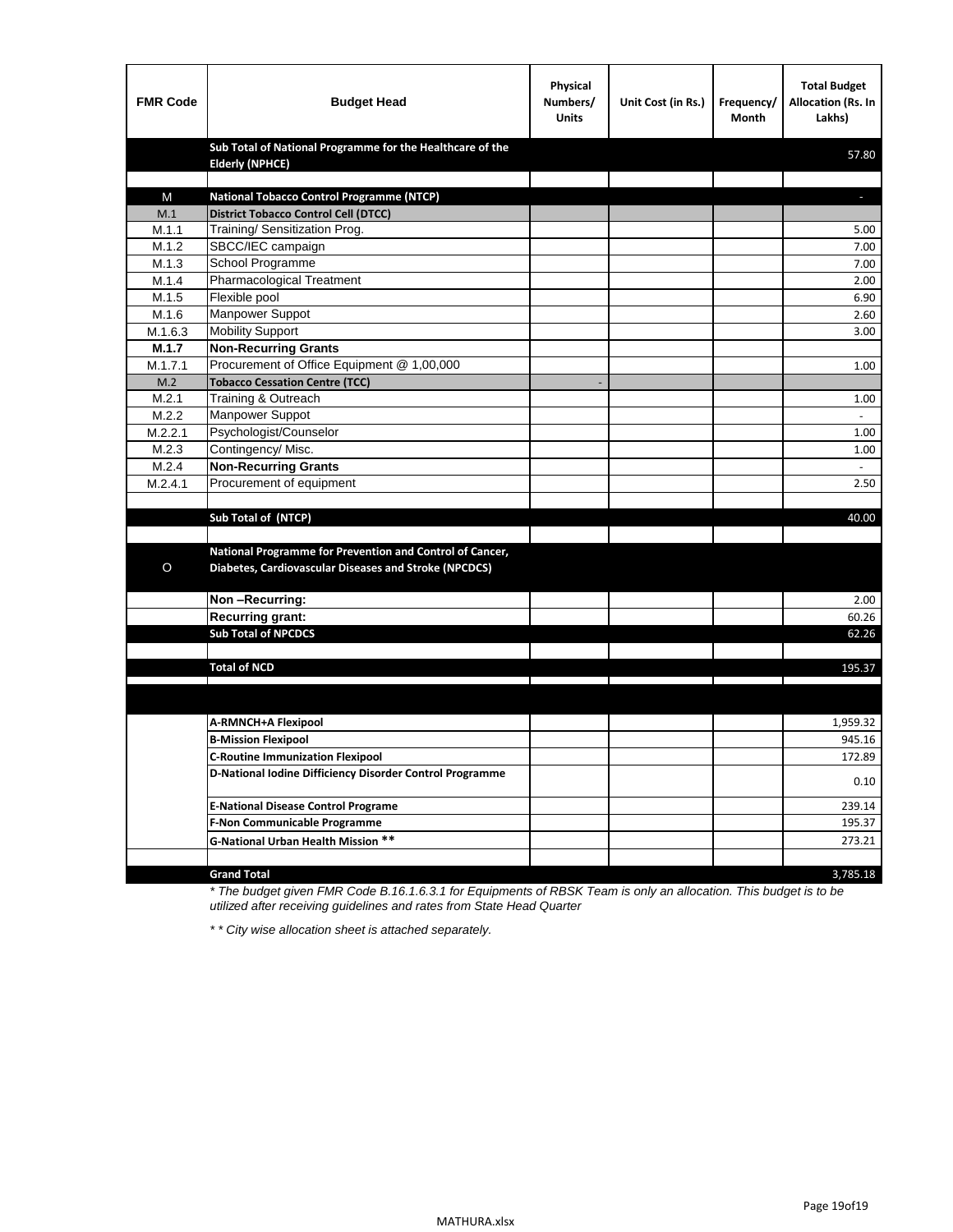| FMR Code | Budget Head | Physical Numbers/ Units | Unit Cost (in Rs.) | Frequency/ Month | Total Budget Allocation (Rs. In Lakhs) |
|---|---|---|---|---|---|
| | **Sub Total of National Programme for the Healthcare of the Elderly (NPHCE)** | | | | 57.80 |
| | | | | | |
| M | **National Tobacco Control Programme (NTCP)** | | | | - |
| M.1 | **District Tobacco Control Cell (DTCC)** | | | | |
| M.1.1 | Training/ Sensitization Prog. | | | | 5.00 |
| M.1.2 | SBCC/IEC campaign | | | | 7.00 |
| M.1.3 | School Programme | | | | 7.00 |
| M.1.4 | Pharmacological Treatment | | | | 2.00 |
| M.1.5 | Flexible pool | | | | 6.90 |
| M.1.6 | Manpower Suppot | | | | 2.60 |
| M.1.6.3 | Mobility Support | | | | 3.00 |
| **M.1.7** | **Non-Recurring Grants** | | | | |
| M.1.7.1 | Procurement of Office Equipment @ 1,00,000 | | | | 1.00 |
| M.2 | **Tobacco Cessation Centre (TCC)** | - | | | |
| M.2.1 | Training & Outreach | | | | 1.00 |
| M.2.2 | Manpower Suppot | | | | - |
| M.2.2.1 | Psychologist/Counselor | | | | 1.00 |
| M.2.3 | Contingency/ Misc. | | | | 1.00 |
| M.2.4 | **Non-Recurring Grants** | | | | - |
| M.2.4.1 | Procurement of equipment | | | | 2.50 |
| | | | | | |
| | **Sub Total of (NTCP)** | | | | 40.00 |
| | | | | | |
| O | **National Programme for Prevention and Control of Cancer, Diabetes, Cardiovascular Diseases and Stroke (NPCDCS)** | | | | |
| | **Non –Recurring:** | | | | 2.00 |
| | **Recurring grant:** | | | | 60.26 |
| | **Sub Total of NPCDCS** | | | | 62.26 |
| | | | | | |
| | **Total of NCD** | | | | 195.37 |
| | | | | | |
| | **A-RMNCH+A Flexipool** | | | | 1,959.32 |
| | **B-Mission Flexipool** | | | | 945.16 |
| | **C-Routine Immunization Flexipool** | | | | 172.89 |
| | **D-National Iodine Difficiency Disorder Control Programme** | | | | 0.10 |
| | **E-National Disease Control Programe** | | | | 239.14 |
| | **F-Non Communicable Programme** | | | | 195.37 |
| | **G-National Urban Health Mission \*\*** | | | | 273.21 |
| | | | | | |
| | **Grand Total** | | | | 3,785.18 |

*\* The budget given FMR Code B.16.1.6.3.1 for Equipments of RBSK Team is only an allocation. This budget is to be utilized after receiving guidelines and rates from State Head Quarter*

*\* \* City wise allocation sheet is attached separately.*

MATHURA.xlsx